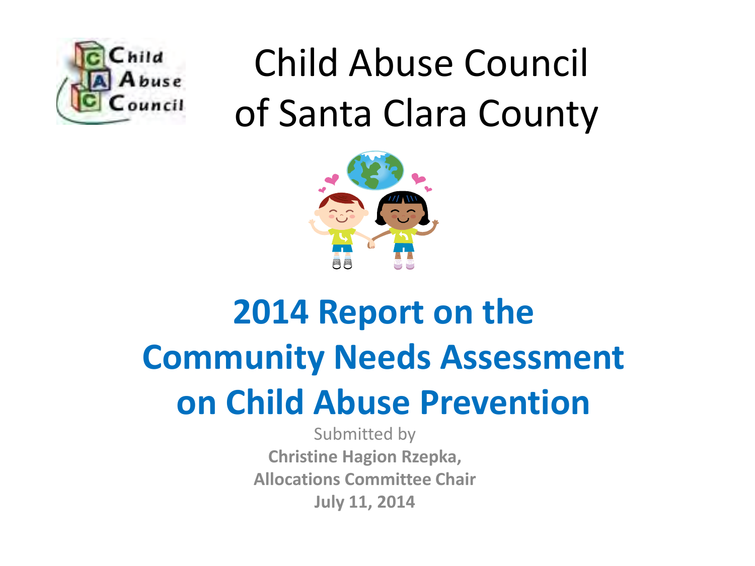# Child Abuse Council of Santa Clara County

## 2014 Report on the Community Needs Assessment on Child Abuse Prevention

Submitted by

**Christine Hagion Rzepka,**
**Allocations Committee Chair**
**July 11, 2014**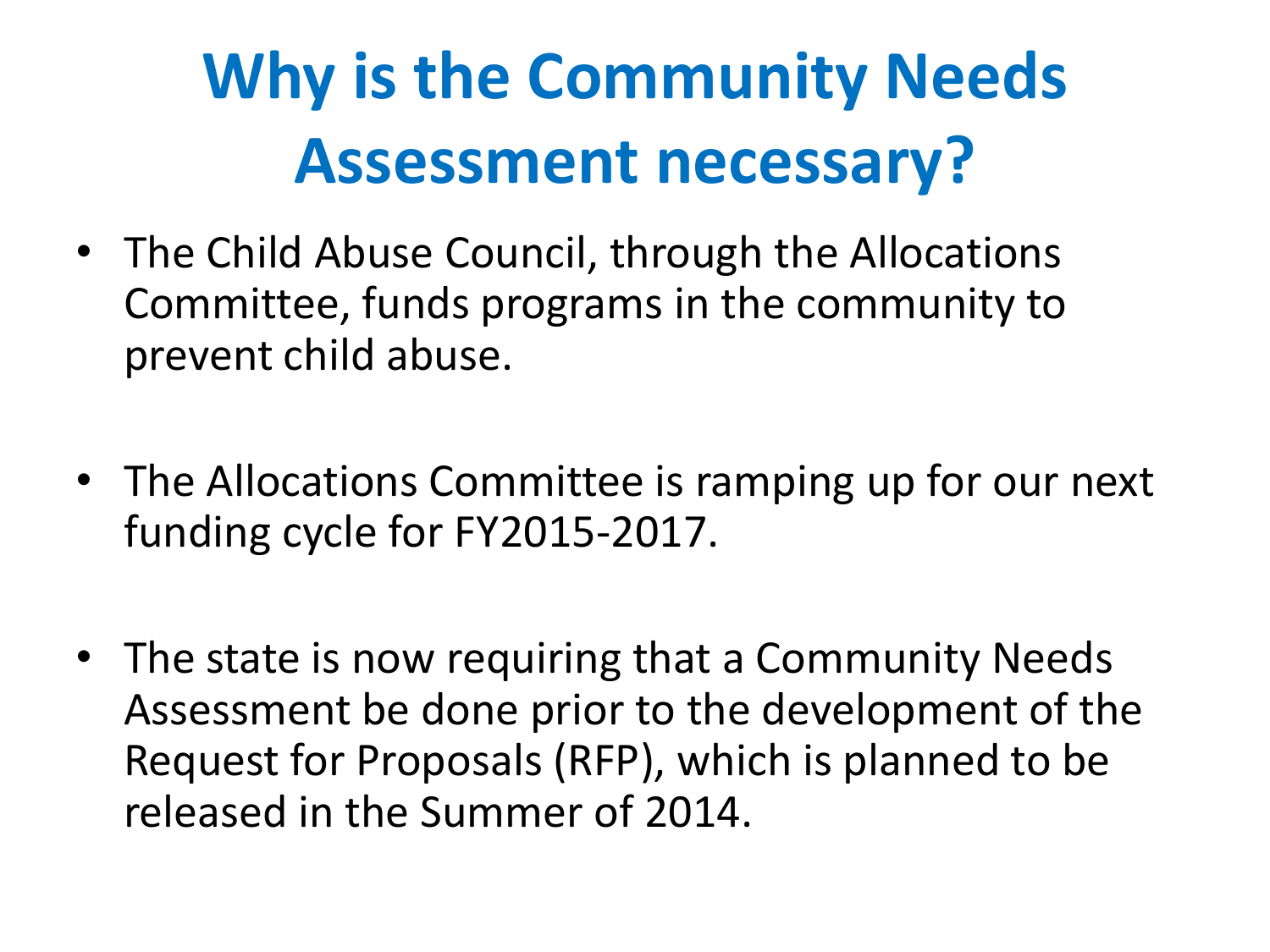# Why is the Community Needs Assessment necessary?

- The Child Abuse Council, through the Allocations Committee, funds programs in the community to prevent child abuse.
- The Allocations Committee is ramping up for our next funding cycle for FY2015-2017.
- The state is now requiring that a Community Needs Assessment be done prior to the development of the Request for Proposals (RFP), which is planned to be released in the Summer of 2014.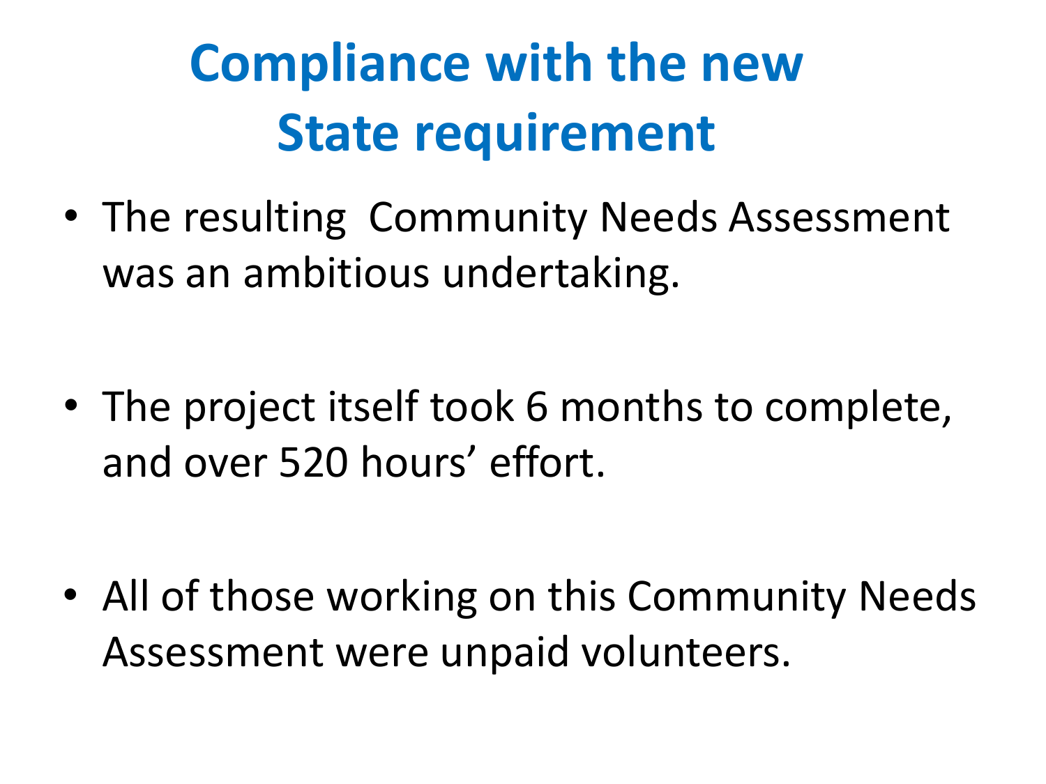# Compliance with the new State requirement

- The resulting Community Needs Assessment was an ambitious undertaking.
- The project itself took 6 months to complete, and over 520 hours' effort.
- All of those working on this Community Needs Assessment were unpaid volunteers.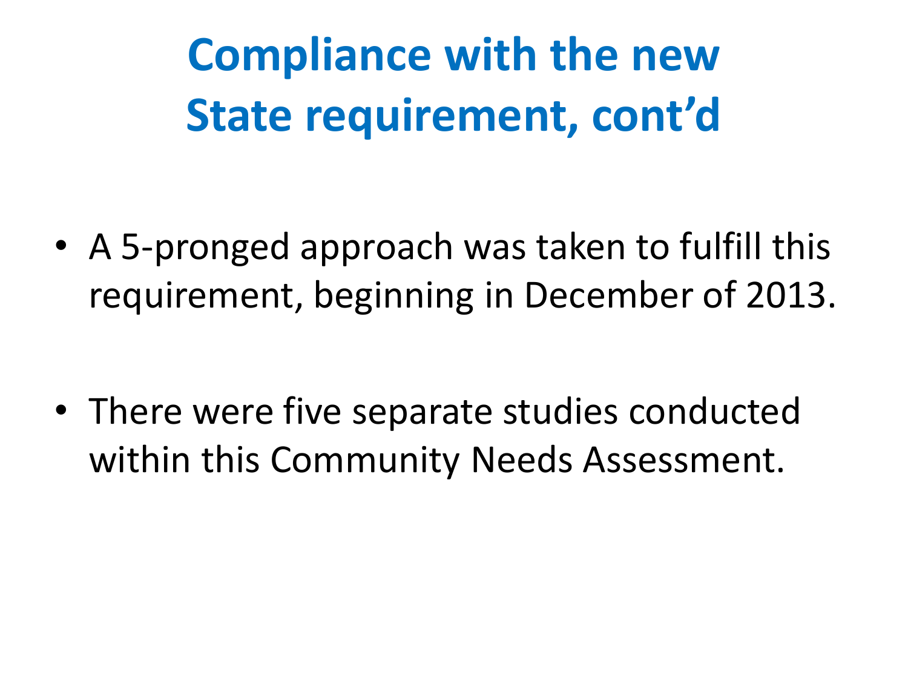# Compliance with the new State requirement, cont'd

- A 5-pronged approach was taken to fulfill this requirement, beginning in December of 2013.

- There were five separate studies conducted within this Community Needs Assessment.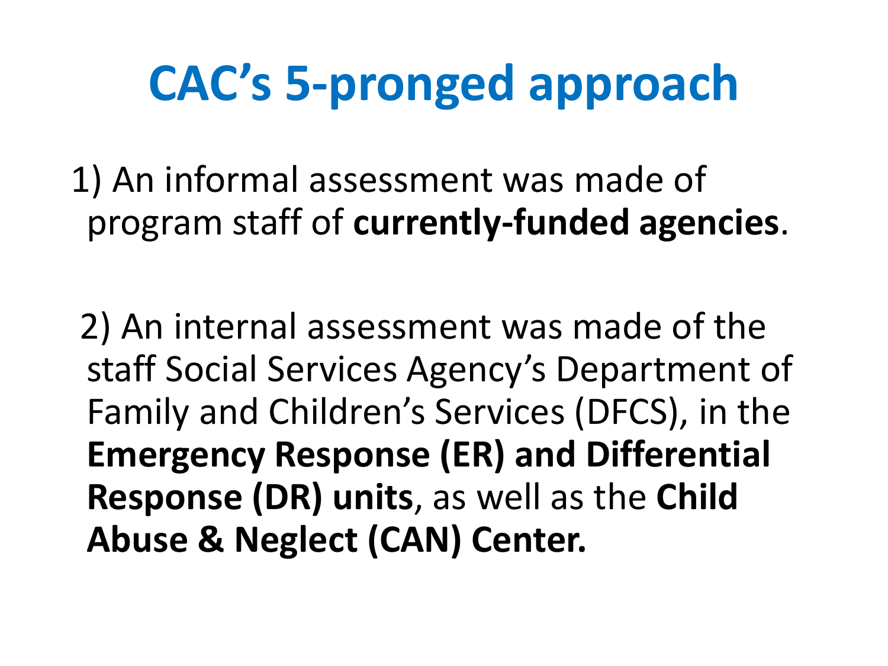# CAC's 5-pronged approach

1) An informal assessment was made of program staff of **currently-funded agencies**.

2) An internal assessment was made of the staff Social Services Agency's Department of Family and Children's Services (DFCS), in the **Emergency Response (ER) and Differential Response (DR) units**, as well as the **Child Abuse & Neglect (CAN) Center.**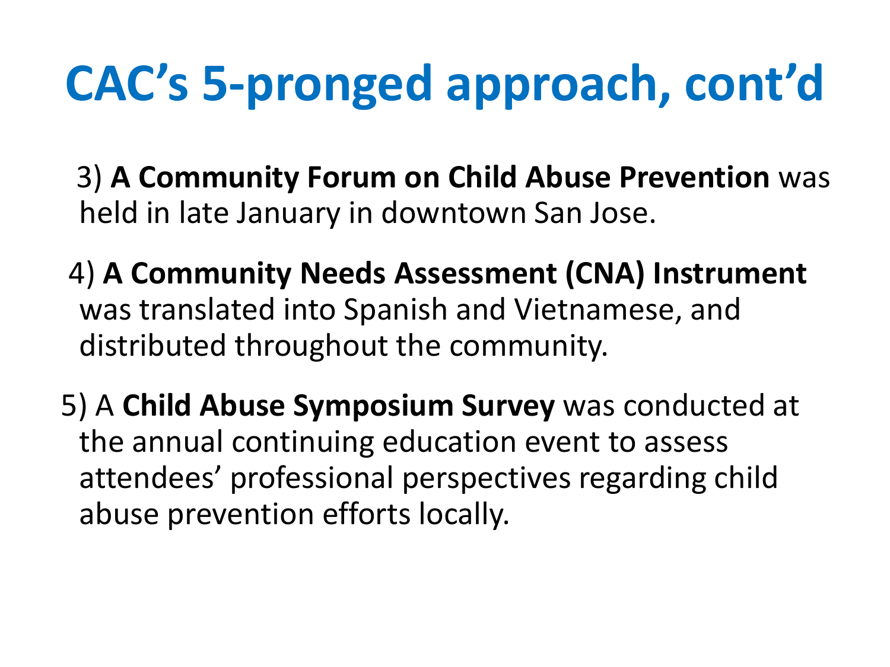# CAC's 5-pronged approach, cont'd

3) **A Community Forum on Child Abuse Prevention** was held in late January in downtown San Jose.

4) **A Community Needs Assessment (CNA) Instrument** was translated into Spanish and Vietnamese, and distributed throughout the community.

5) A **Child Abuse Symposium Survey** was conducted at the annual continuing education event to assess attendees' professional perspectives regarding child abuse prevention efforts locally.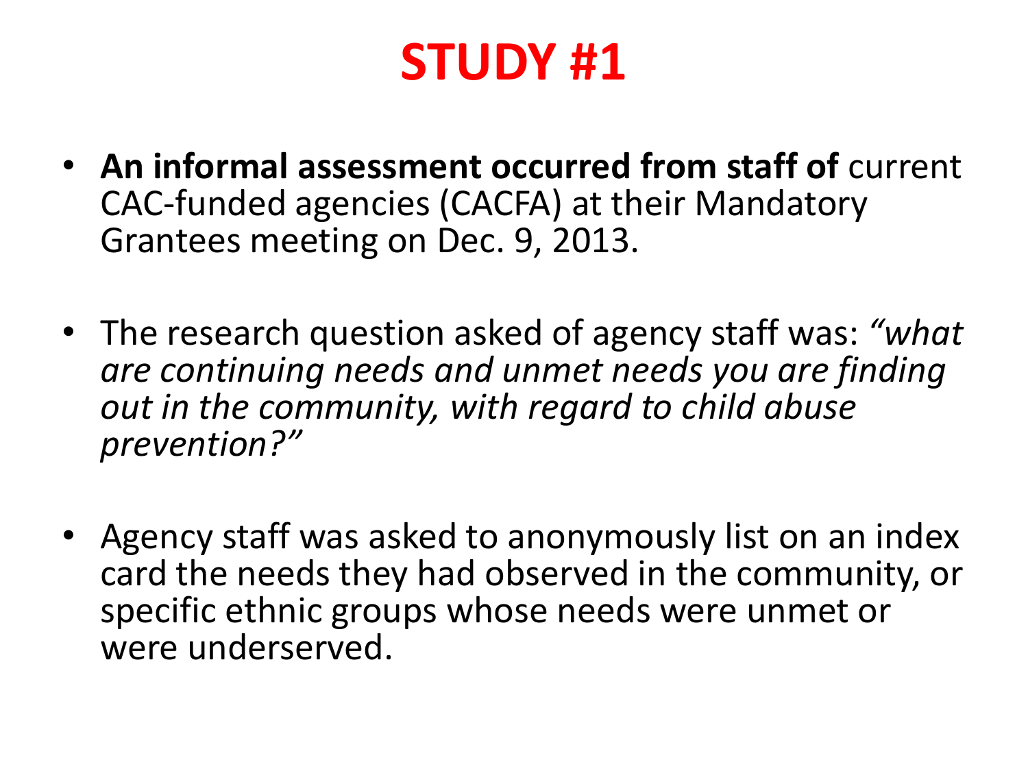# STUDY #1

- **An informal assessment occurred from staff of** current CAC-funded agencies (CACFA) at their Mandatory Grantees meeting on Dec. 9, 2013.

- The research question asked of agency staff was: *"what are continuing needs and unmet needs you are finding out in the community, with regard to child abuse prevention?"*

- Agency staff was asked to anonymously list on an index card the needs they had observed in the community, or specific ethnic groups whose needs were unmet or were underserved.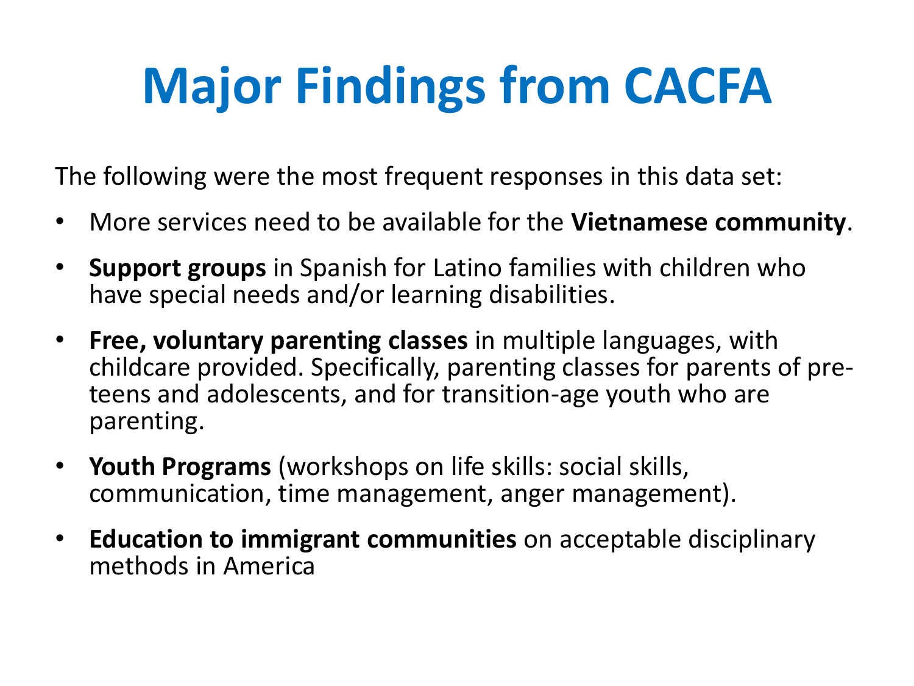# Major Findings from CACFA

The following were the most frequent responses in this data set:

- More services need to be available for the **Vietnamese community**.
- **Support groups** in Spanish for Latino families with children who have special needs and/or learning disabilities.
- **Free, voluntary parenting classes** in multiple languages, with childcare provided. Specifically, parenting classes for parents of pre-teens and adolescents, and for transition-age youth who are parenting.
- **Youth Programs** (workshops on life skills: social skills, communication, time management, anger management).
- **Education to immigrant communities** on acceptable disciplinary methods in America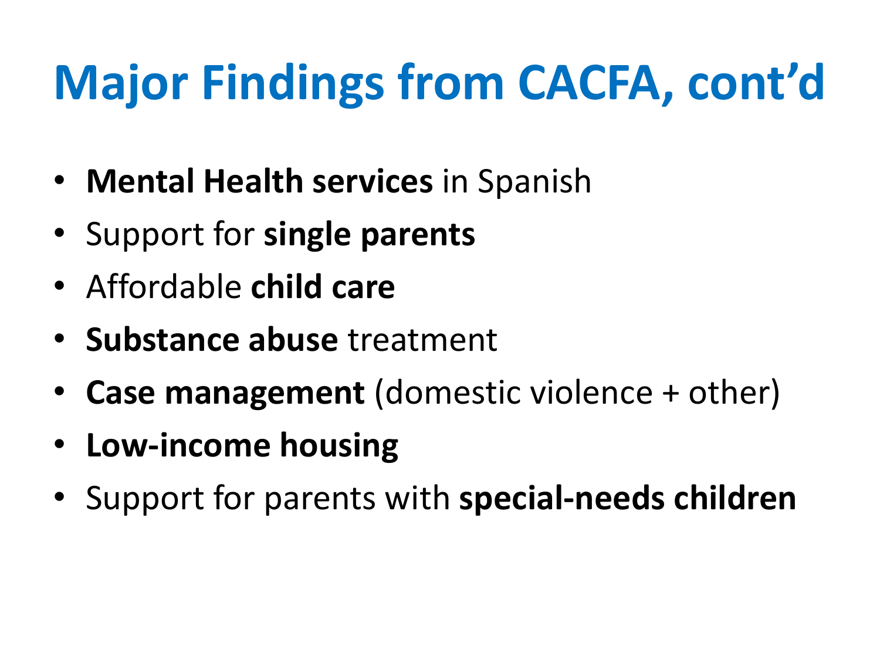# Major Findings from CACFA, cont'd

- **Mental Health services** in Spanish
- Support for **single parents**
- Affordable **child care**
- **Substance abuse** treatment
- **Case management** (domestic violence + other)
- **Low-income housing**
- Support for parents with **special-needs children**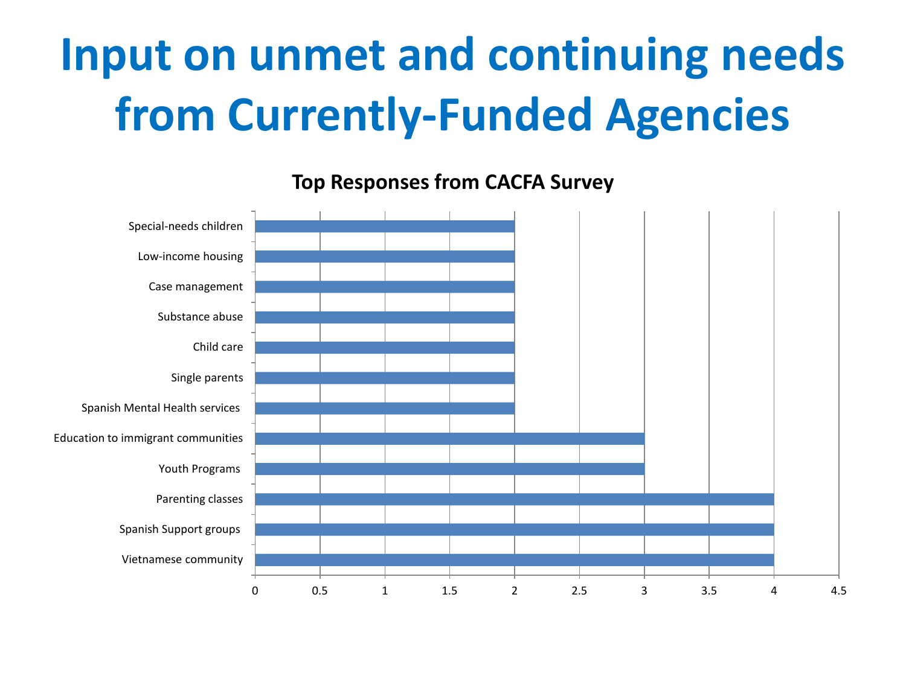# Input on unmet and continuing needs from Currently-Funded Agencies

**Top Responses from CACFA Survey**

| Response | Value |
|---|---|
| Special-needs children | 2 |
| Low-income housing | 2 |
| Case management | 2 |
| Substance abuse | 2 |
| Child care | 2 |
| Single parents | 2 |
| Spanish Mental Health services | 2 |
| Education to immigrant communities | 3 |
| Youth Programs | 3 |
| Parenting classes | 4 |
| Spanish Support groups | 4 |
| Vietnamese community | 4 |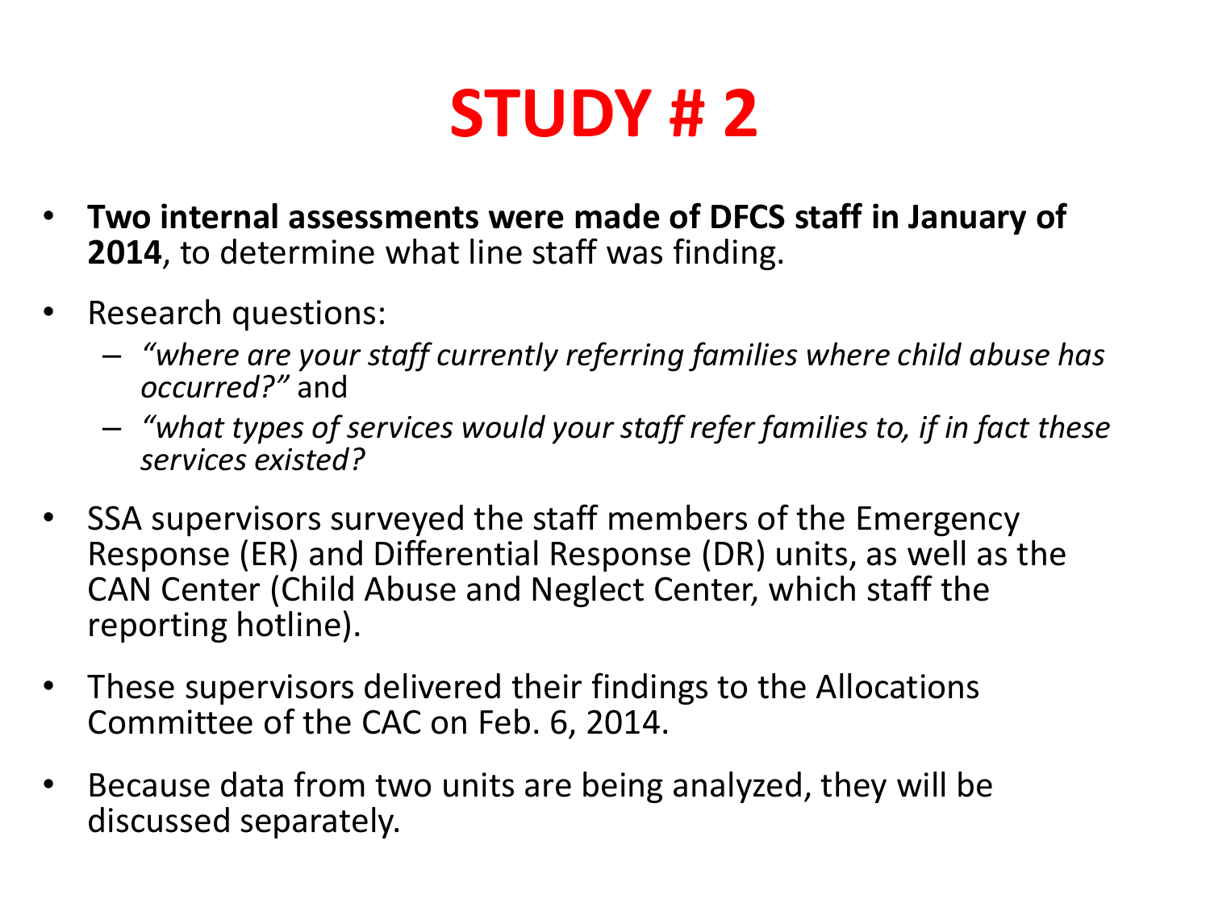# STUDY # 2

- **Two internal assessments were made of DFCS staff in January of 2014**, to determine what line staff was finding.
- Research questions:
  - *"where are your staff currently referring families where child abuse has occurred?"* and
  - *"what types of services would your staff refer families to, if in fact these services existed?*
- SSA supervisors surveyed the staff members of the Emergency Response (ER) and Differential Response (DR) units, as well as the CAN Center (Child Abuse and Neglect Center, which staff the reporting hotline).
- These supervisors delivered their findings to the Allocations Committee of the CAC on Feb. 6, 2014.
- Because data from two units are being analyzed, they will be discussed separately.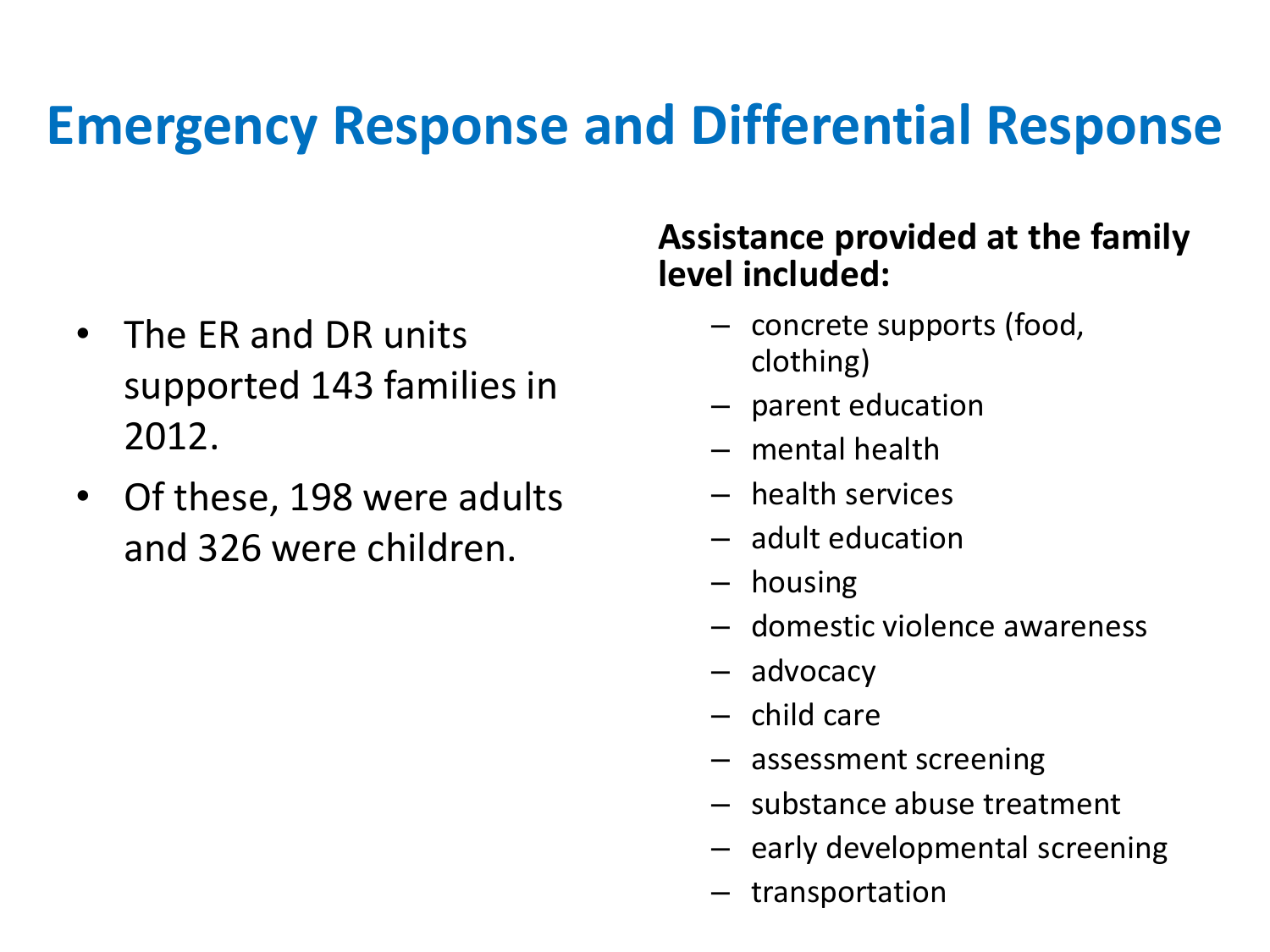# Emergency Response and Differential Response

- The ER and DR units supported 143 families in 2012.
- Of these, 198 were adults and 326 were children.

**Assistance provided at the family level included:**

- concrete supports (food, clothing)
- parent education
- mental health
- health services
- adult education
- housing
- domestic violence awareness
- advocacy
- child care
- assessment screening
- substance abuse treatment
- early developmental screening
- transportation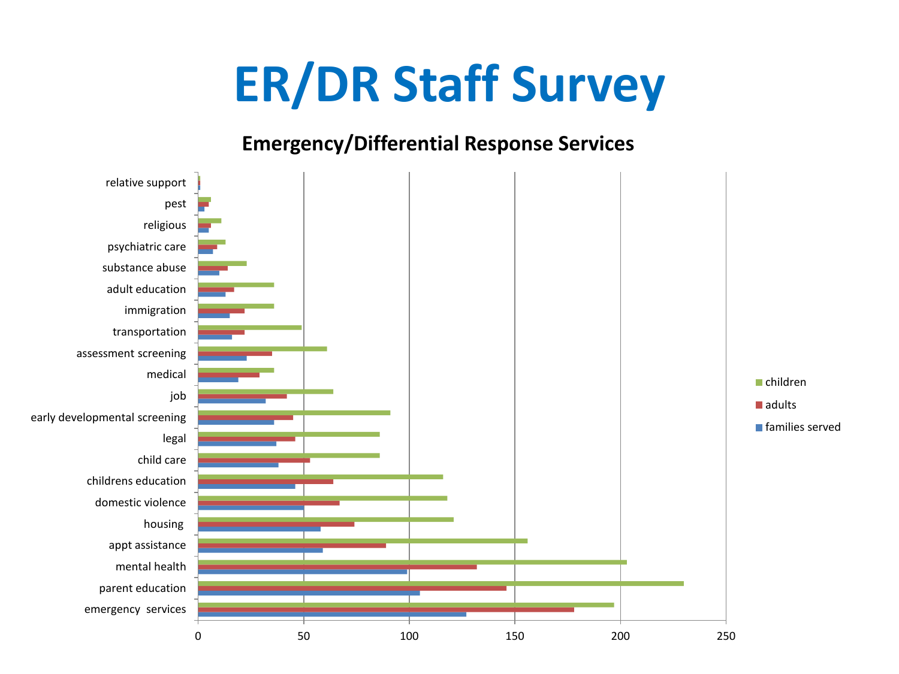# ER/DR Staff Survey

## Emergency/Differential Response Services

| Service | children | adults | families served |
|---|---|---|---|
| relative support | 1 | 1 | 1 |
| pest | 6 | 5 | 3 |
| religious | 11 | 6 | 5 |
| psychiatric care | 13 | 9 | 7 |
| substance abuse | 23 | 14 | 10 |
| adult education | 36 | 17 | 13 |
| immigration | 36 | 22 | 15 |
| transportation | 49 | 22 | 16 |
| assessment screening | 61 | 35 | 23 |
| medical | 36 | 29 | 19 |
| job | 64 | 42 | 32 |
| early developmental screening | 91 | 45 | 36 |
| legal | 86 | 46 | 37 |
| child care | 86 | 53 | 38 |
| childrens education | 116 | 64 | 46 |
| domestic violence | 118 | 67 | 50 |
| housing | 121 | 74 | 58 |
| appt assistance | 156 | 89 | 59 |
| mental health | 203 | 132 | 99 |
| parent education | 230 | 146 | 105 |
| emergency services | 197 | 178 | 127 |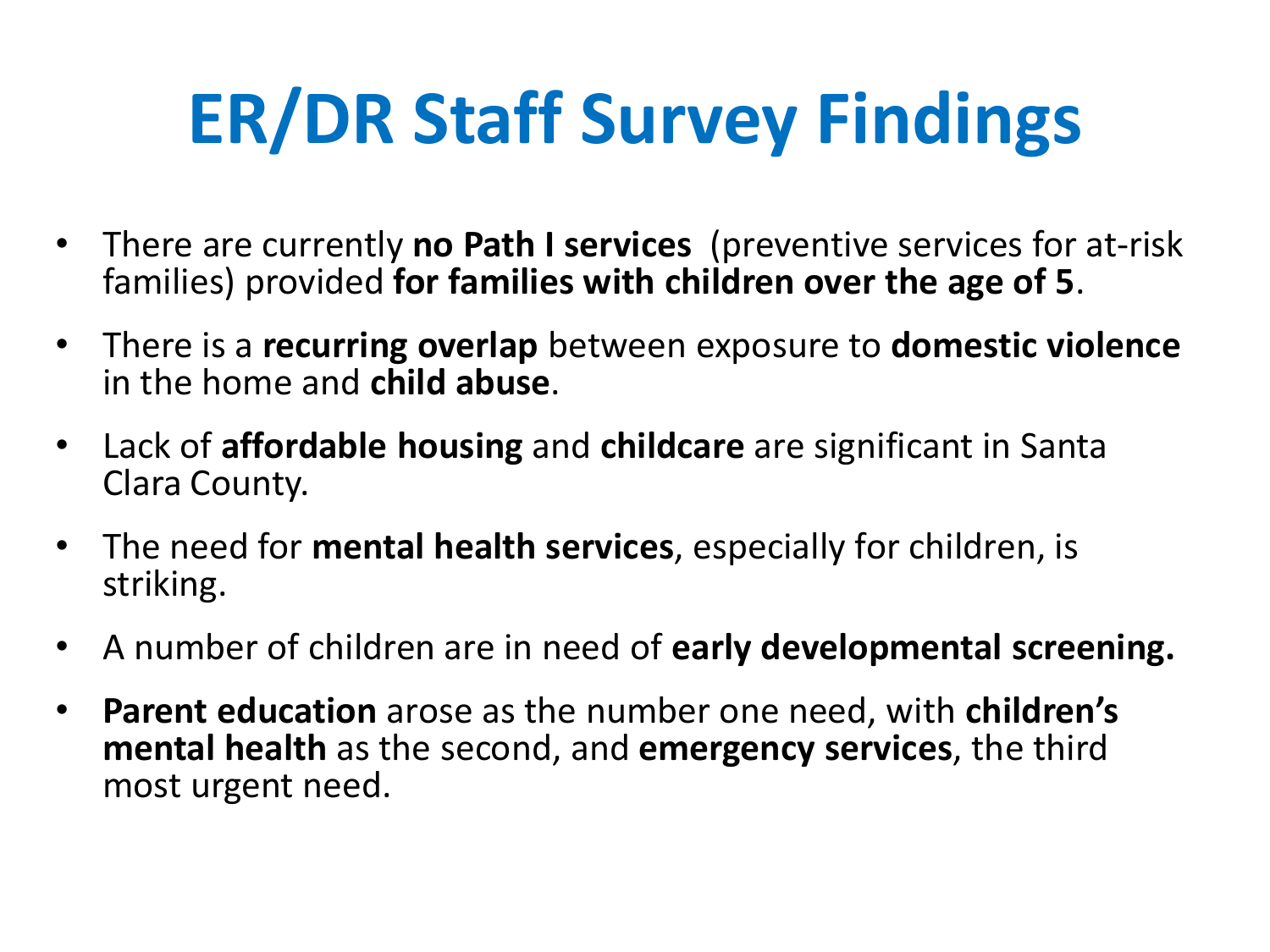# ER/DR Staff Survey Findings

- There are currently **no Path I services** (preventive services for at-risk families) provided **for families with children over the age of 5**.
- There is a **recurring overlap** between exposure to **domestic violence** in the home and **child abuse**.
- Lack of **affordable housing** and **childcare** are significant in Santa Clara County.
- The need for **mental health services**, especially for children, is striking.
- A number of children are in need of **early developmental screening.**
- **Parent education** arose as the number one need, with **children's mental health** as the second, and **emergency services**, the third most urgent need.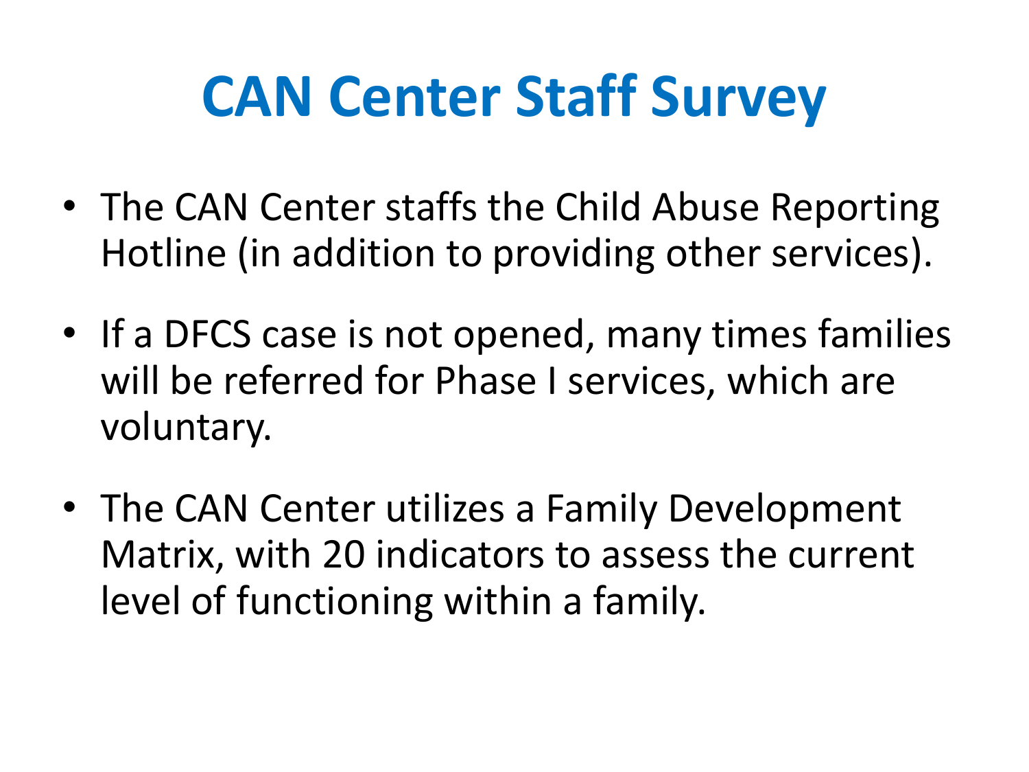# CAN Center Staff Survey

- The CAN Center staffs the Child Abuse Reporting Hotline (in addition to providing other services).
- If a DFCS case is not opened, many times families will be referred for Phase I services, which are voluntary.
- The CAN Center utilizes a Family Development Matrix, with 20 indicators to assess the current level of functioning within a family.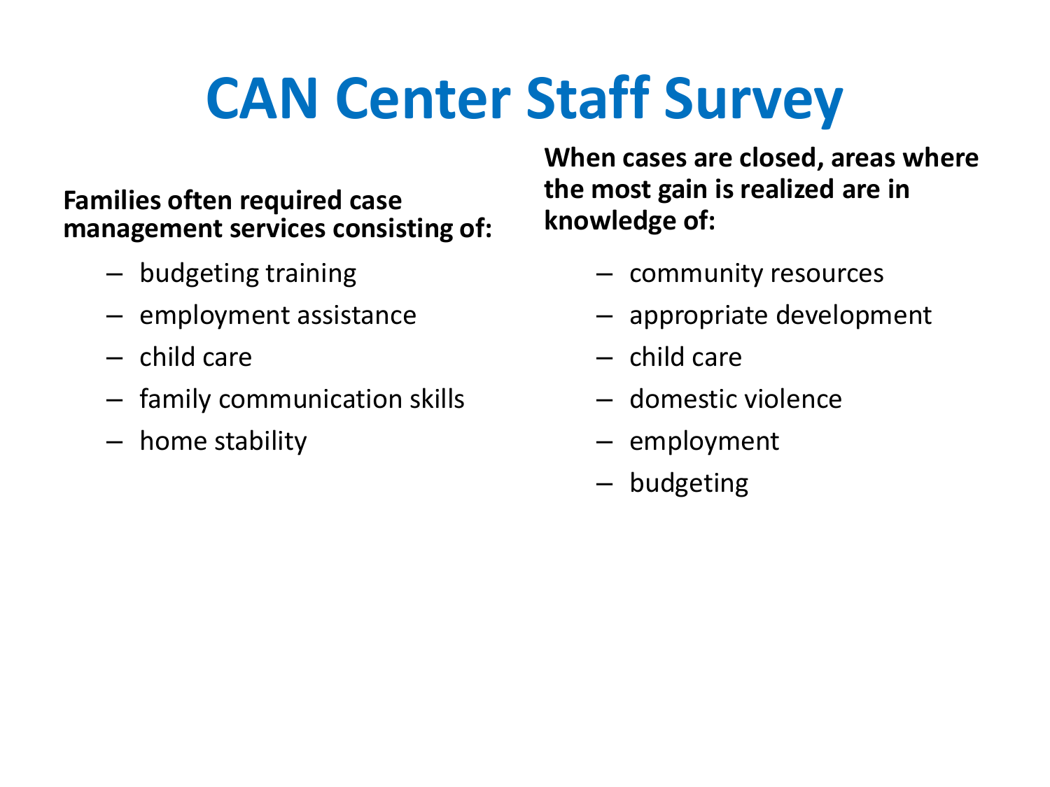# CAN Center Staff Survey

**Families often required case management services consisting of:**

- budgeting training
- employment assistance
- child care
- family communication skills
- home stability

**When cases are closed, areas where the most gain is realized are in knowledge of:**

- community resources
- appropriate development
- child care
- domestic violence
- employment
- budgeting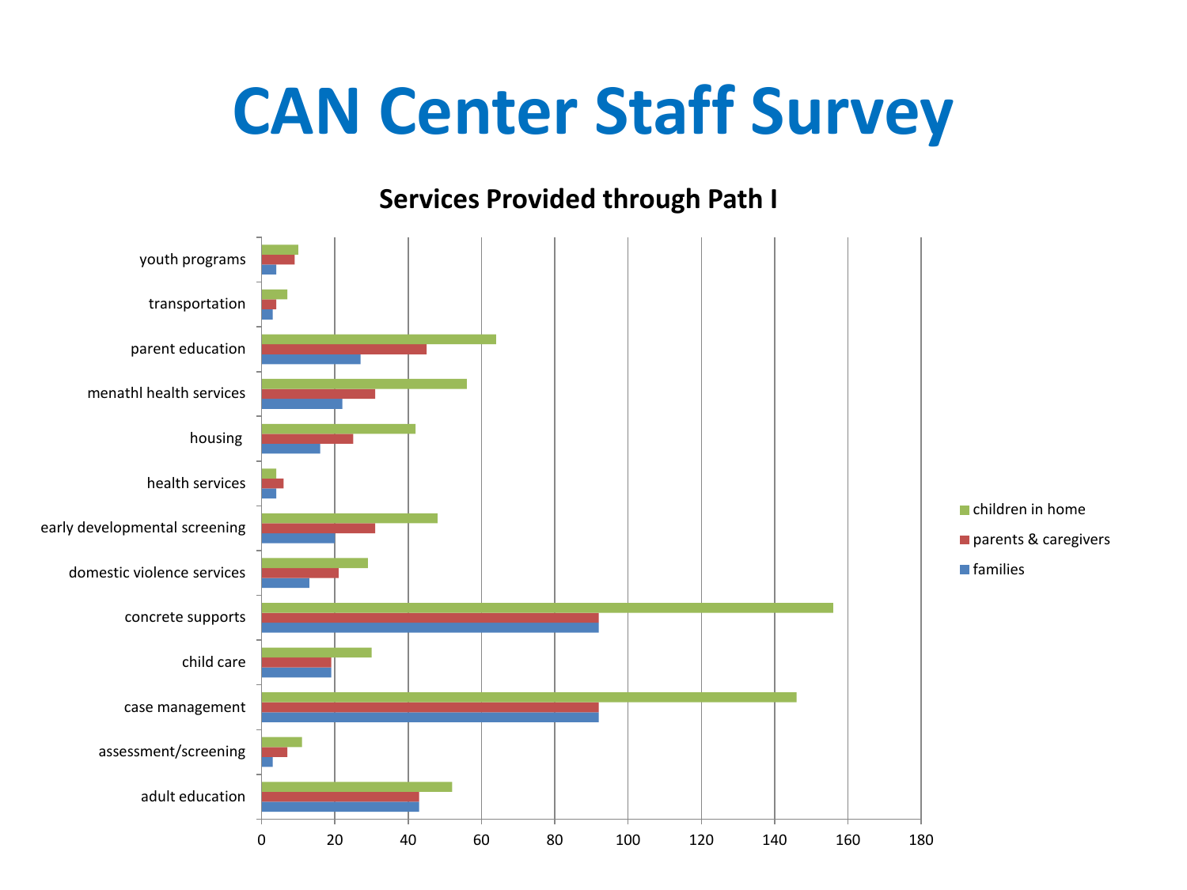# CAN Center Staff Survey

**Services Provided through Path I**

| Service | children in home | parents & caregivers | families |
|---|---|---|---|
| youth programs | 10 | 9 | 4 |
| transportation | 7 | 4 | 3 |
| parent education | 64 | 45 | 27 |
| menathl health services | 56 | 31 | 22 |
| housing | 42 | 25 | 16 |
| health services | 4 | 6 | 4 |
| early developmental screening | 48 | 31 | 20 |
| domestic violence services | 29 | 21 | 13 |
| concrete supports | 156 | 92 | 92 |
| child care | 30 | 19 | 19 |
| case management | 146 | 92 | 92 |
| assessment/screening | 11 | 7 | 3 |
| adult education | 52 | 43 | 43 |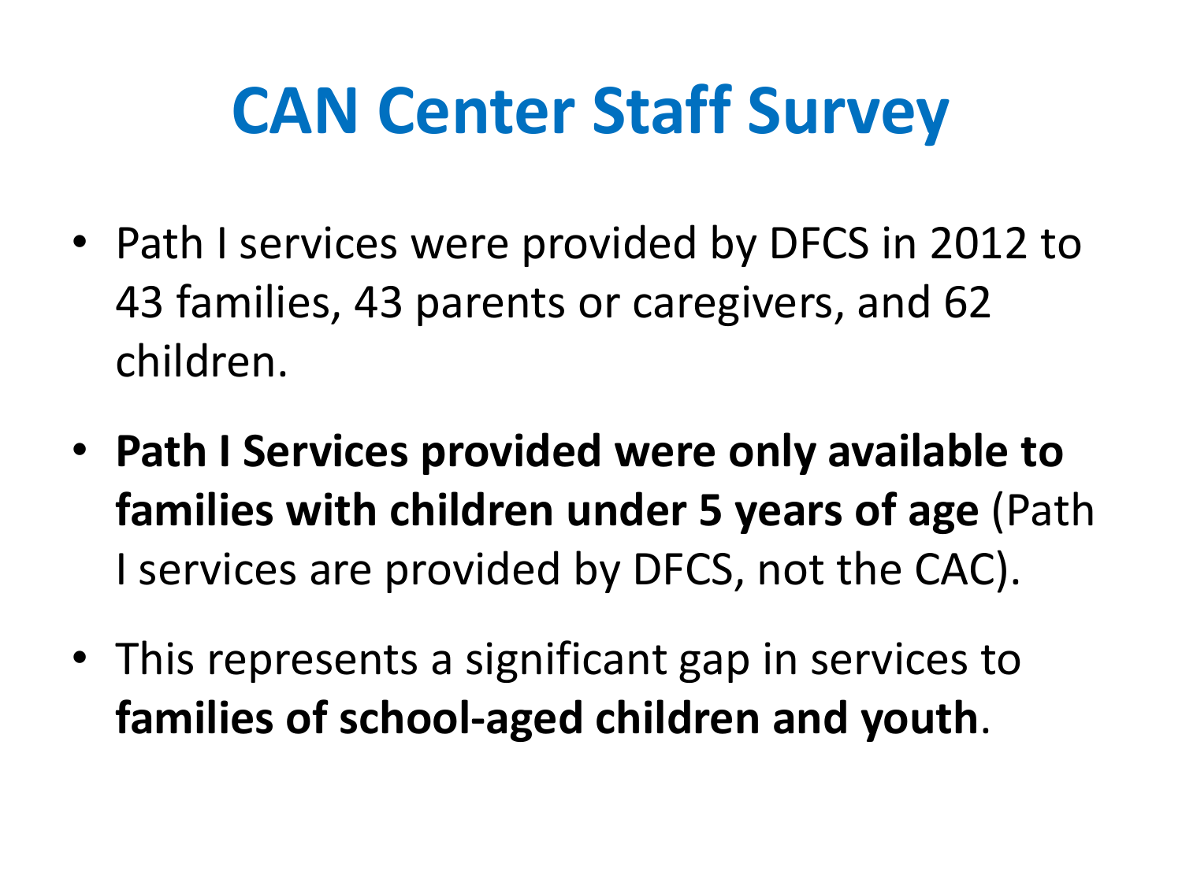# CAN Center Staff Survey

- Path I services were provided by DFCS in 2012 to 43 families, 43 parents or caregivers, and 62 children.
- **Path I Services provided were only available to families with children under 5 years of age** (Path I services are provided by DFCS, not the CAC).
- This represents a significant gap in services to **families of school-aged children and youth**.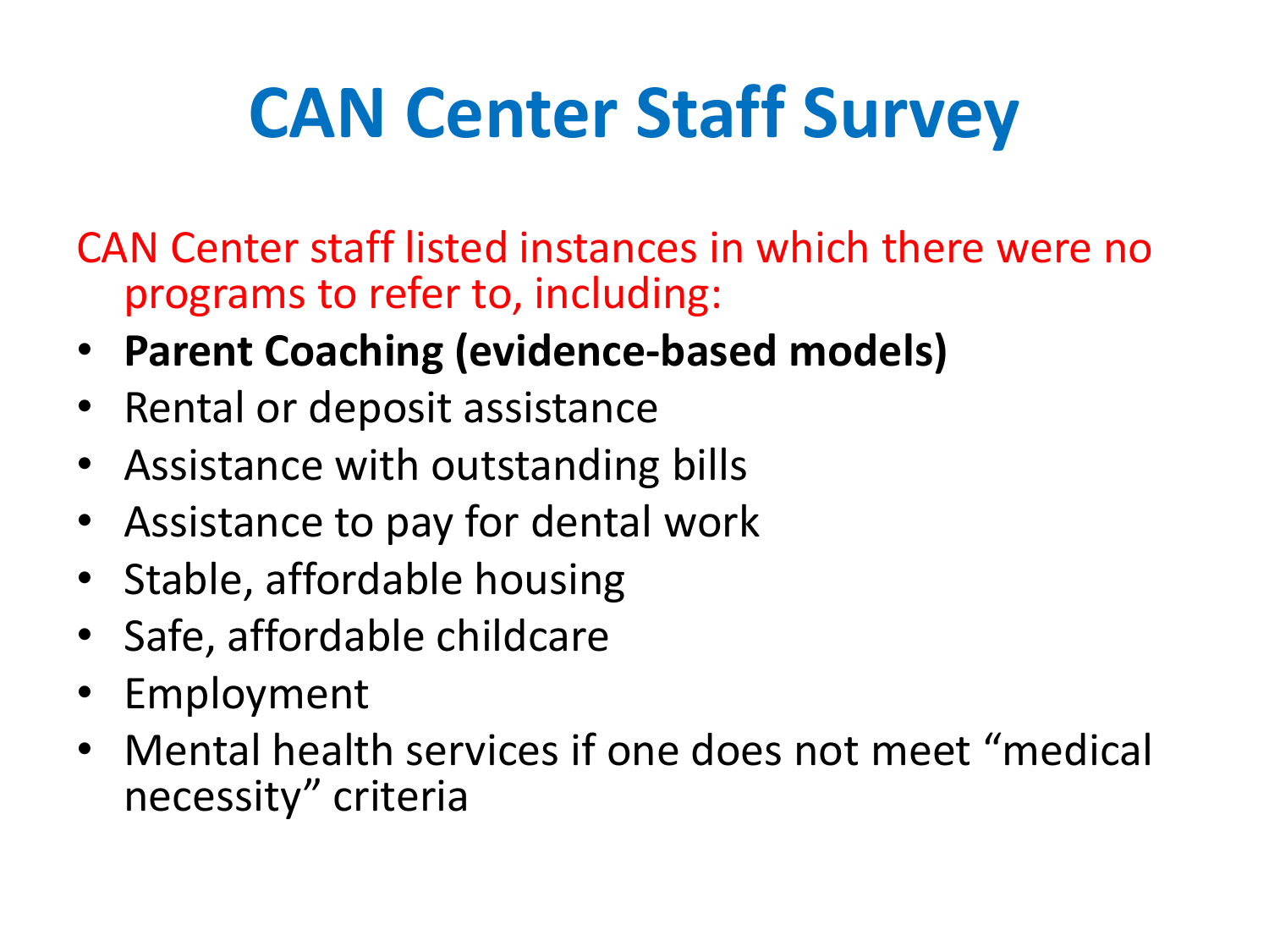# CAN Center Staff Survey

CAN Center staff listed instances in which there were no programs to refer to, including:

- **Parent Coaching (evidence-based models)**
- Rental or deposit assistance
- Assistance with outstanding bills
- Assistance to pay for dental work
- Stable, affordable housing
- Safe, affordable childcare
- Employment
- Mental health services if one does not meet “medical necessity” criteria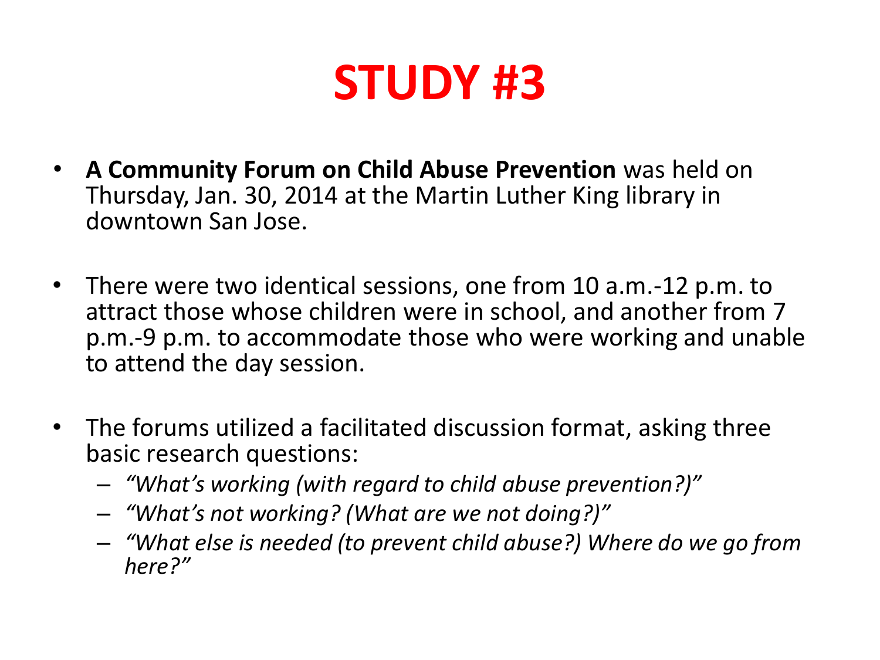# STUDY #3

- **A Community Forum on Child Abuse Prevention** was held on Thursday, Jan. 30, 2014 at the Martin Luther King library in downtown San Jose.

- There were two identical sessions, one from 10 a.m.-12 p.m. to attract those whose children were in school, and another from 7 p.m.-9 p.m. to accommodate those who were working and unable to attend the day session.

- The forums utilized a facilitated discussion format, asking three basic research questions:
  - *"What's working (with regard to child abuse prevention?)"*
  - *"What's not working? (What are we not doing?)"*
  - *"What else is needed (to prevent child abuse?) Where do we go from here?"*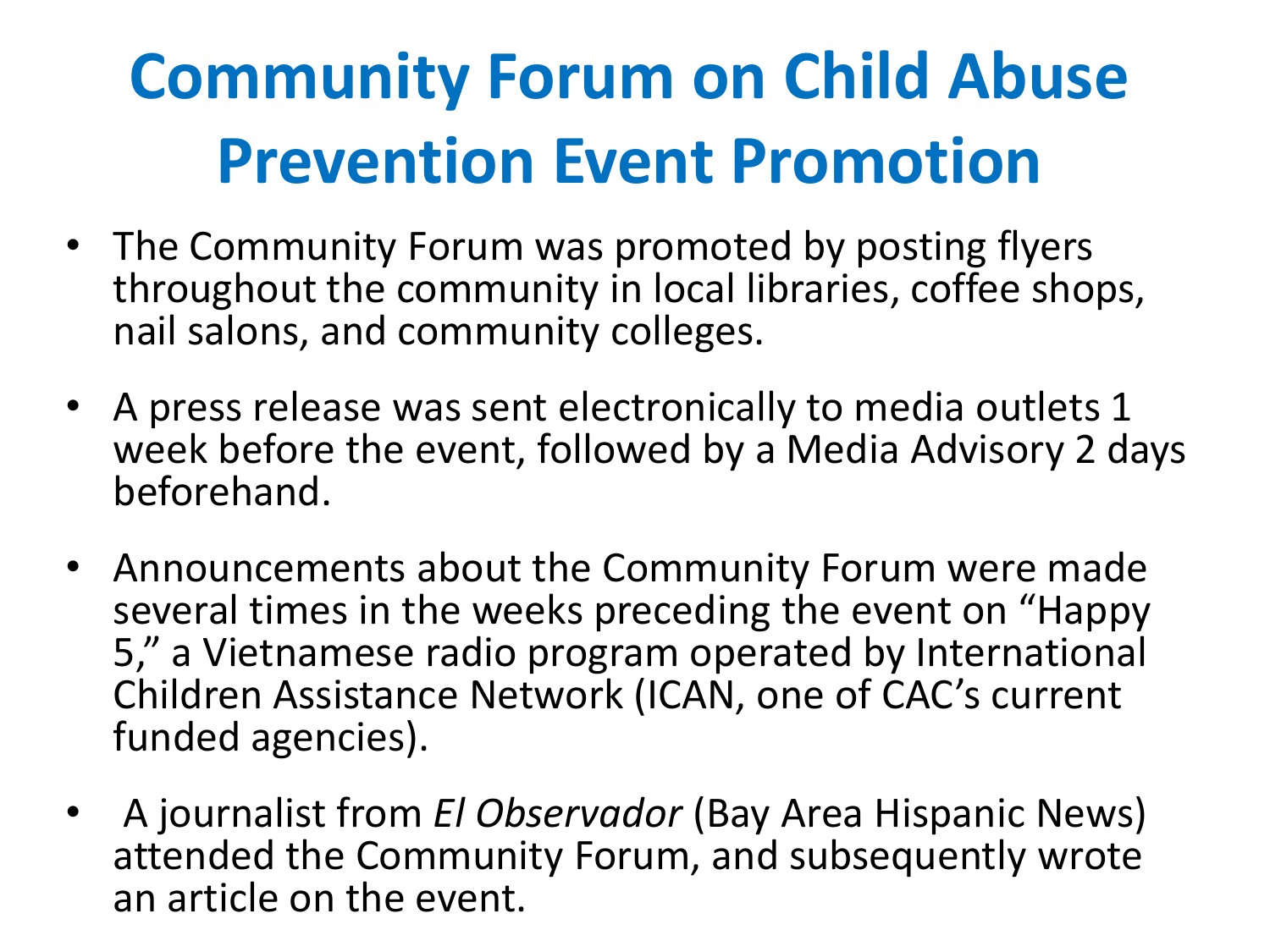# Community Forum on Child Abuse Prevention Event Promotion

- The Community Forum was promoted by posting flyers throughout the community in local libraries, coffee shops, nail salons, and community colleges.
- A press release was sent electronically to media outlets 1 week before the event, followed by a Media Advisory 2 days beforehand.
- Announcements about the Community Forum were made several times in the weeks preceding the event on "Happy 5," a Vietnamese radio program operated by International Children Assistance Network (ICAN, one of CAC's current funded agencies).
- A journalist from *El Observador* (Bay Area Hispanic News) attended the Community Forum, and subsequently wrote an article on the event.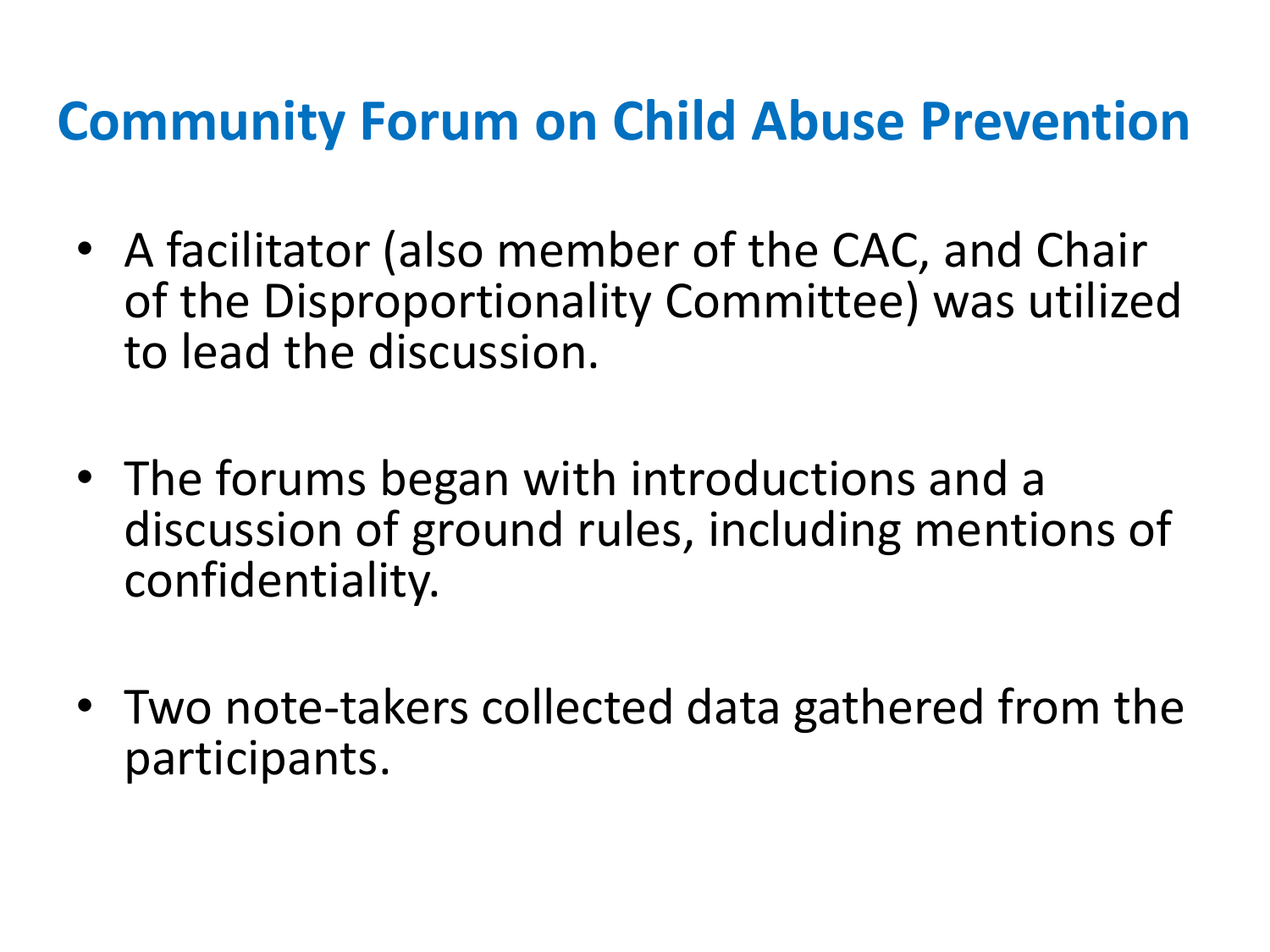# Community Forum on Child Abuse Prevention

- A facilitator (also member of the CAC, and Chair of the Disproportionality Committee) was utilized to lead the discussion.

- The forums began with introductions and a discussion of ground rules, including mentions of confidentiality.

- Two note-takers collected data gathered from the participants.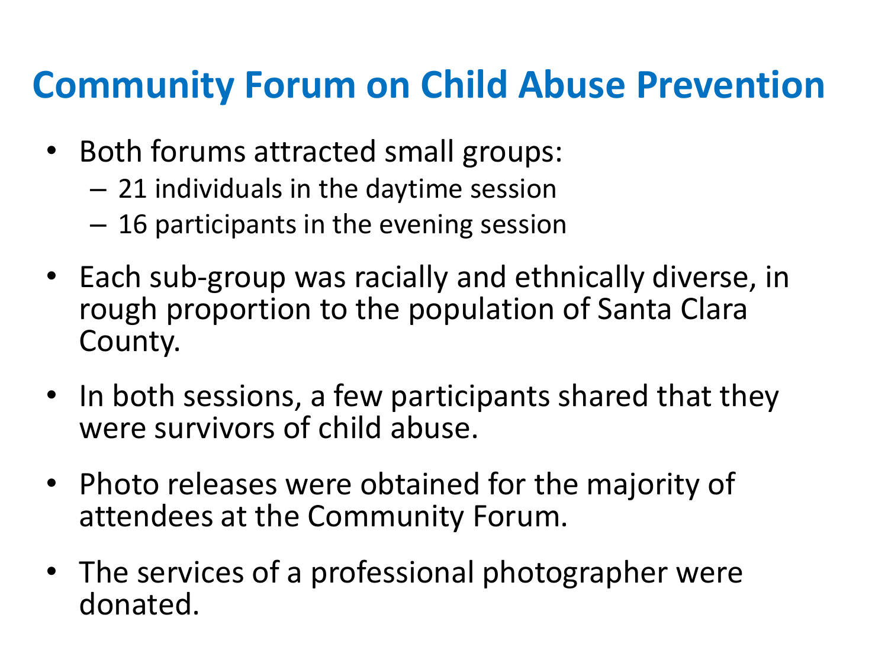# Community Forum on Child Abuse Prevention

- Both forums attracted small groups:
  - 21 individuals in the daytime session
  - 16 participants in the evening session
- Each sub-group was racially and ethnically diverse, in rough proportion to the population of Santa Clara County.
- In both sessions, a few participants shared that they were survivors of child abuse.
- Photo releases were obtained for the majority of attendees at the Community Forum.
- The services of a professional photographer were donated.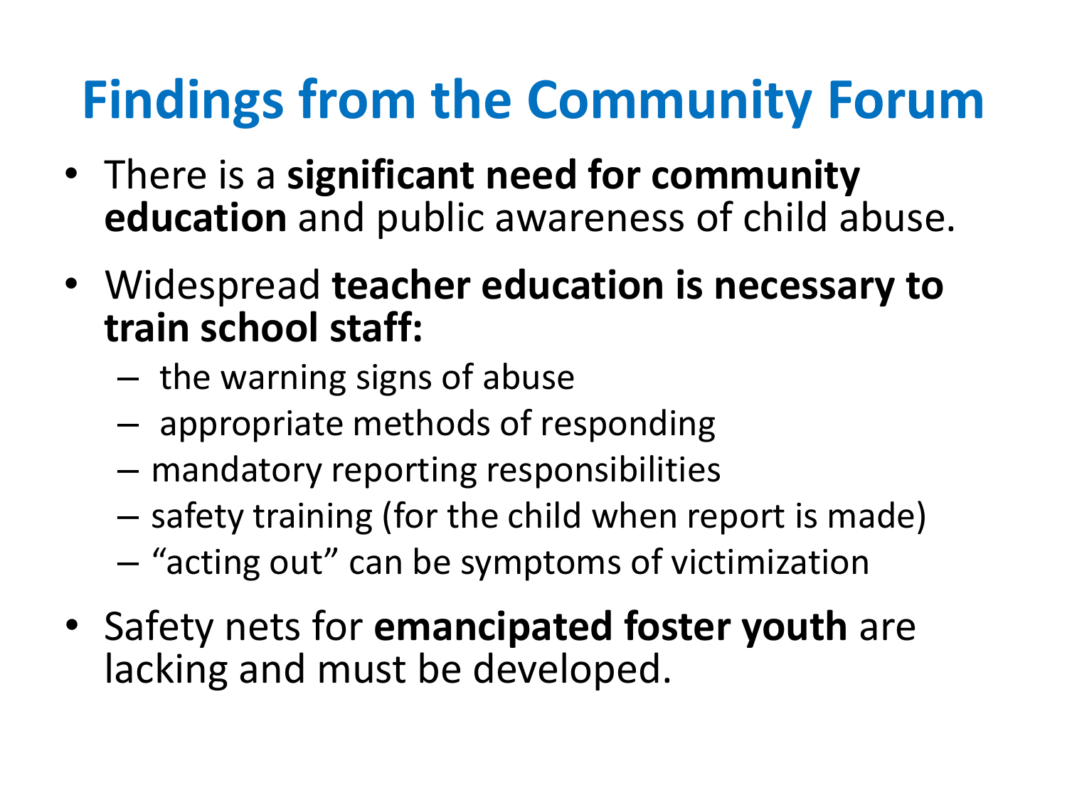# Findings from the Community Forum

- There is a **significant need for community education** and public awareness of child abuse.
- Widespread **teacher education is necessary to train school staff:**
  - the warning signs of abuse
  - appropriate methods of responding
  - mandatory reporting responsibilities
  - safety training (for the child when report is made)
  - "acting out" can be symptoms of victimization
- Safety nets for **emancipated foster youth** are lacking and must be developed.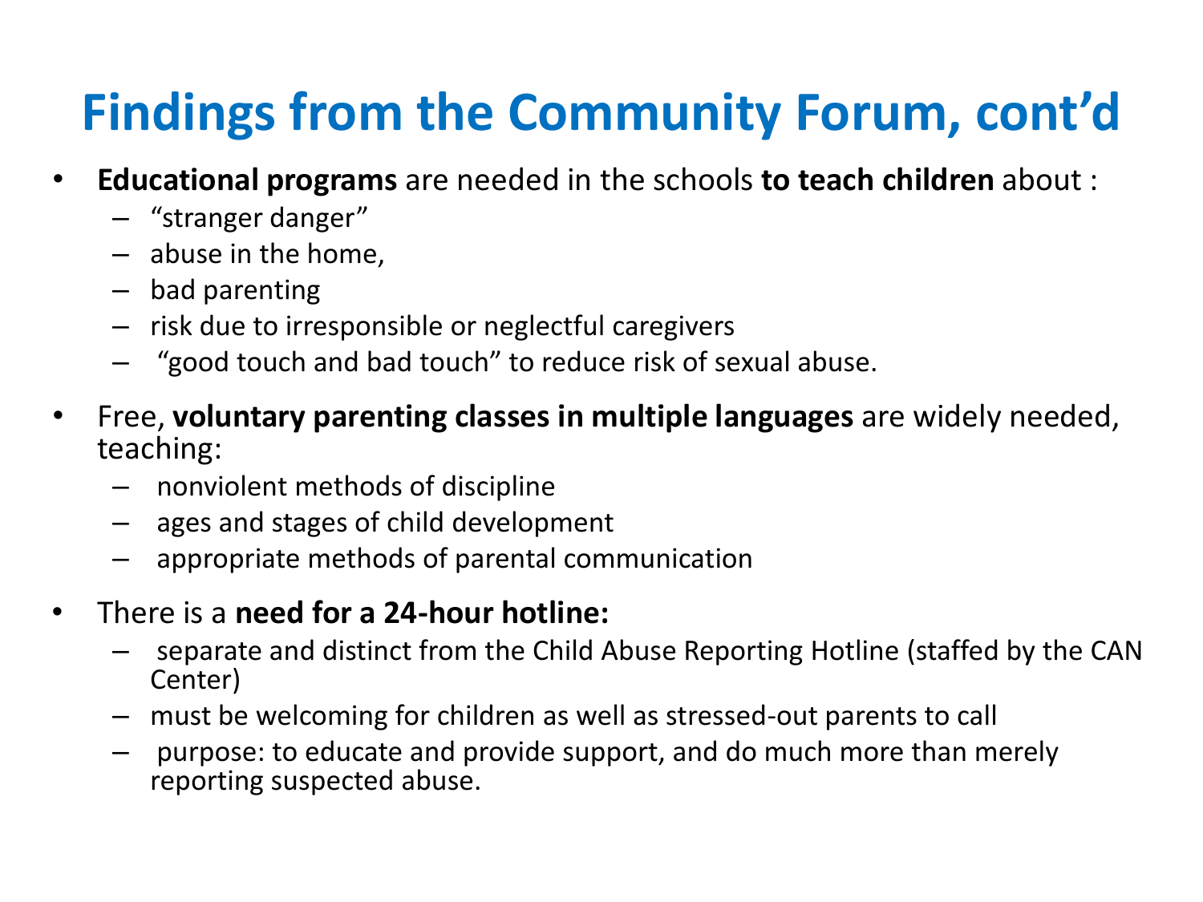# Findings from the Community Forum, cont'd

- **Educational programs** are needed in the schools **to teach children** about :
  - "stranger danger"
  - abuse in the home,
  - bad parenting
  - risk due to irresponsible or neglectful caregivers
  - "good touch and bad touch" to reduce risk of sexual abuse.
- Free, **voluntary parenting classes in multiple languages** are widely needed, teaching:
  - nonviolent methods of discipline
  - ages and stages of child development
  - appropriate methods of parental communication
- There is a **need for a 24-hour hotline:**
  - separate and distinct from the Child Abuse Reporting Hotline (staffed by the CAN Center)
  - must be welcoming for children as well as stressed-out parents to call
  - purpose: to educate and provide support, and do much more than merely reporting suspected abuse.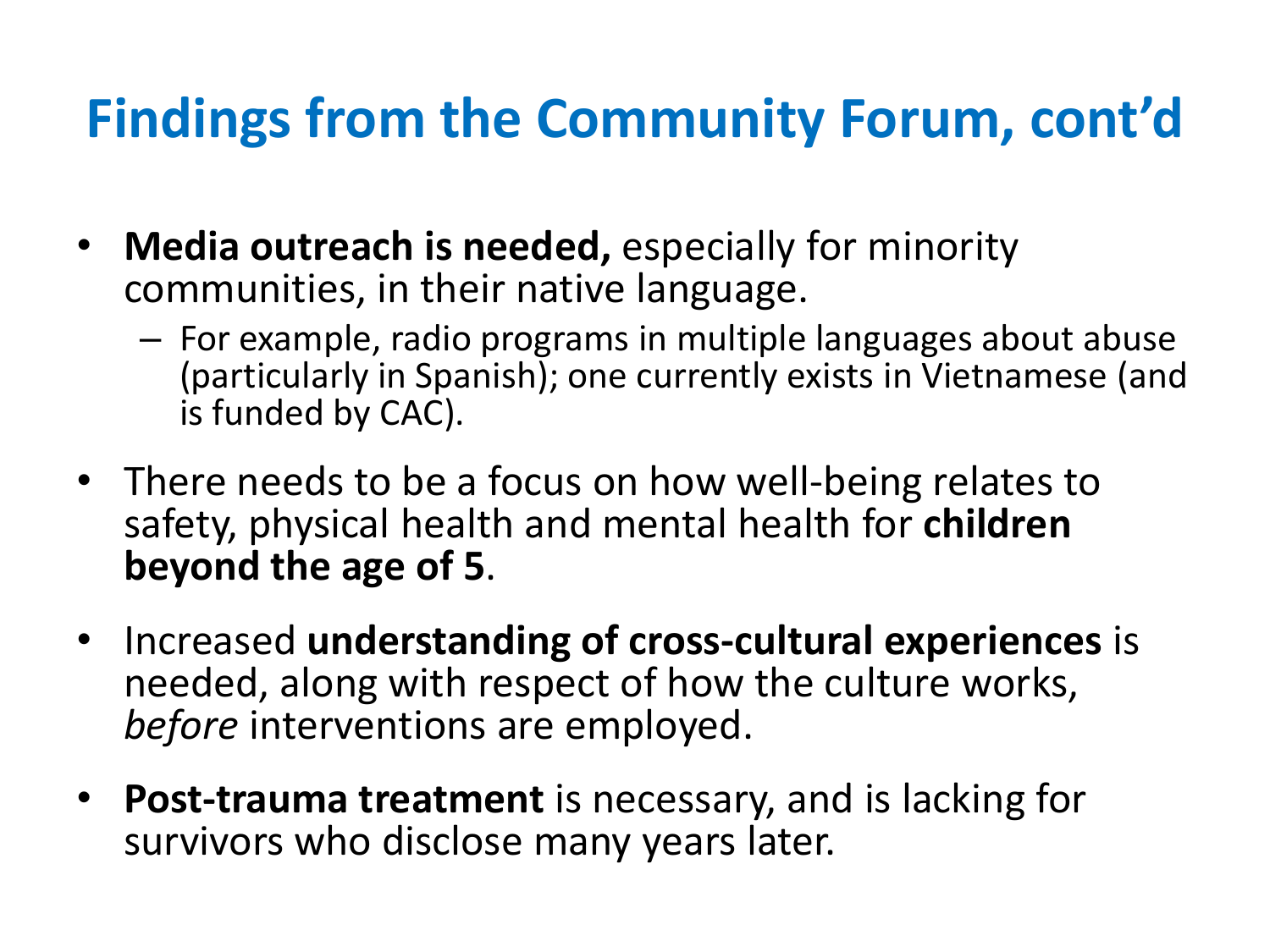# Findings from the Community Forum, cont'd

- **Media outreach is needed,** especially for minority communities, in their native language.
  - For example, radio programs in multiple languages about abuse (particularly in Spanish); one currently exists in Vietnamese (and is funded by CAC).
- There needs to be a focus on how well-being relates to safety, physical health and mental health for **children beyond the age of 5**.
- Increased **understanding of cross-cultural experiences** is needed, along with respect of how the culture works, *before* interventions are employed.
- **Post-trauma treatment** is necessary, and is lacking for survivors who disclose many years later.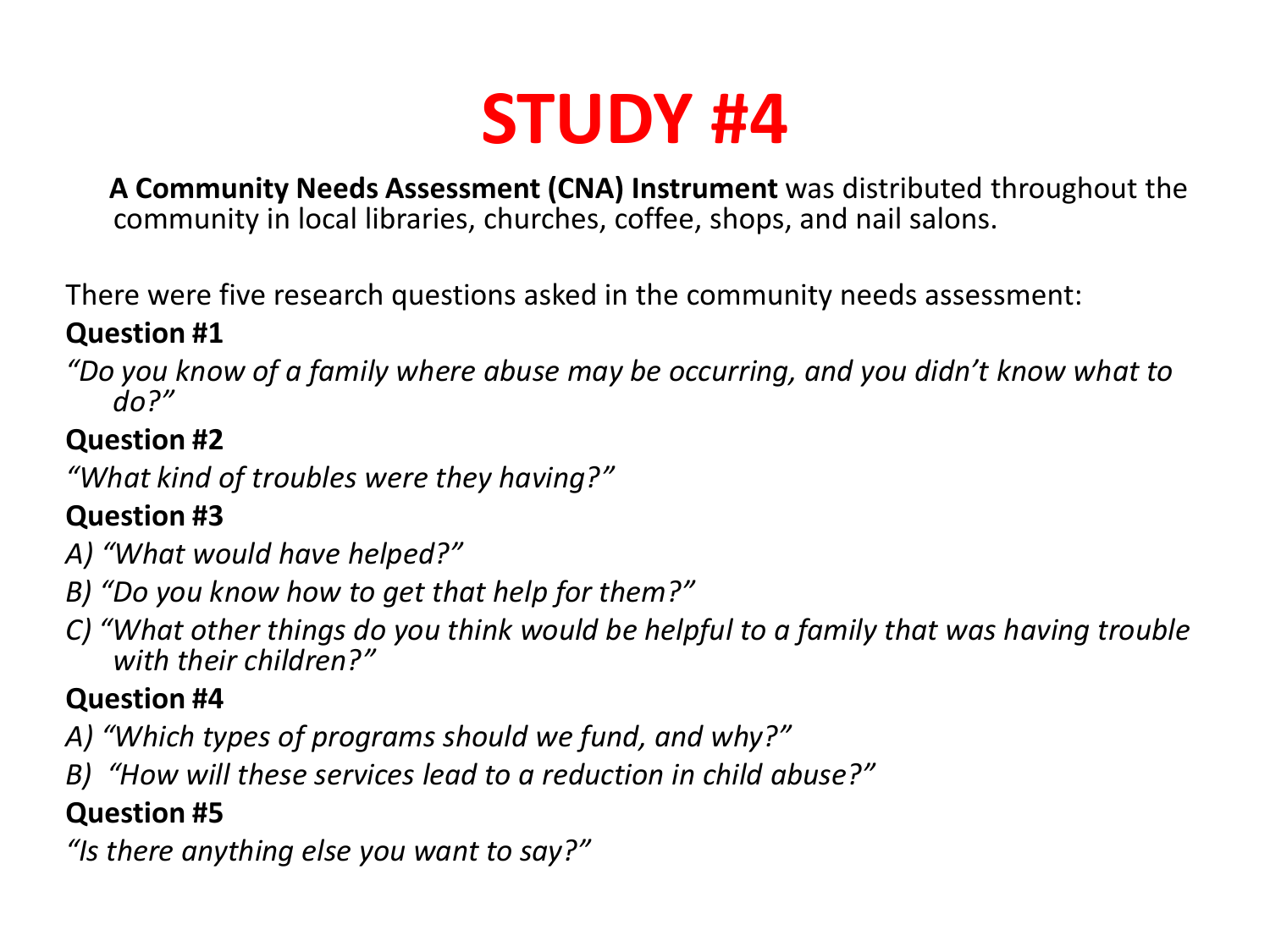# STUDY #4

**A Community Needs Assessment (CNA) Instrument** was distributed throughout the community in local libraries, churches, coffee, shops, and nail salons.

There were five research questions asked in the community needs assessment:

**Question #1**

*"Do you know of a family where abuse may be occurring, and you didn't know what to do?"*

**Question #2**

*"What kind of troubles were they having?"*

**Question #3**

*A) "What would have helped?"*

*B) "Do you know how to get that help for them?"*

*C) "What other things do you think would be helpful to a family that was having trouble with their children?"*

**Question #4**

*A) "Which types of programs should we fund, and why?"*

*B) "How will these services lead to a reduction in child abuse?"*

**Question #5**

*"Is there anything else you want to say?"*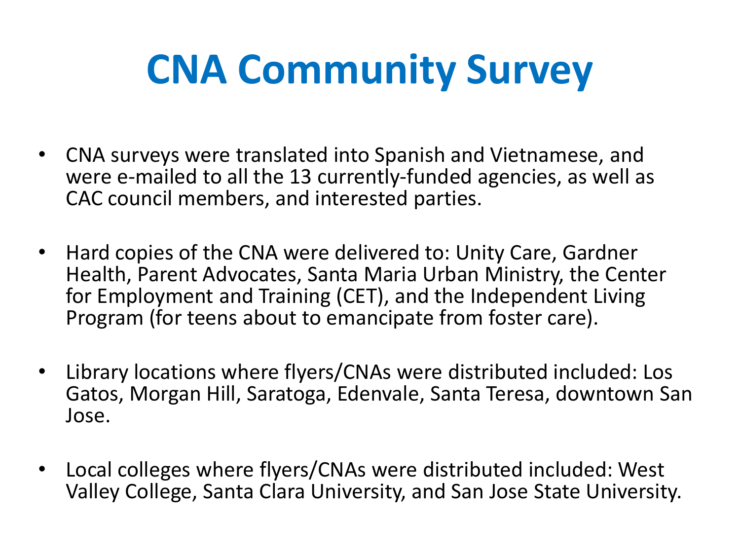# CNA Community Survey

- CNA surveys were translated into Spanish and Vietnamese, and were e-mailed to all the 13 currently-funded agencies, as well as CAC council members, and interested parties.
- Hard copies of the CNA were delivered to: Unity Care, Gardner Health, Parent Advocates, Santa Maria Urban Ministry, the Center for Employment and Training (CET), and the Independent Living Program (for teens about to emancipate from foster care).
- Library locations where flyers/CNAs were distributed included: Los Gatos, Morgan Hill, Saratoga, Edenvale, Santa Teresa, downtown San Jose.
- Local colleges where flyers/CNAs were distributed included: West Valley College, Santa Clara University, and San Jose State University.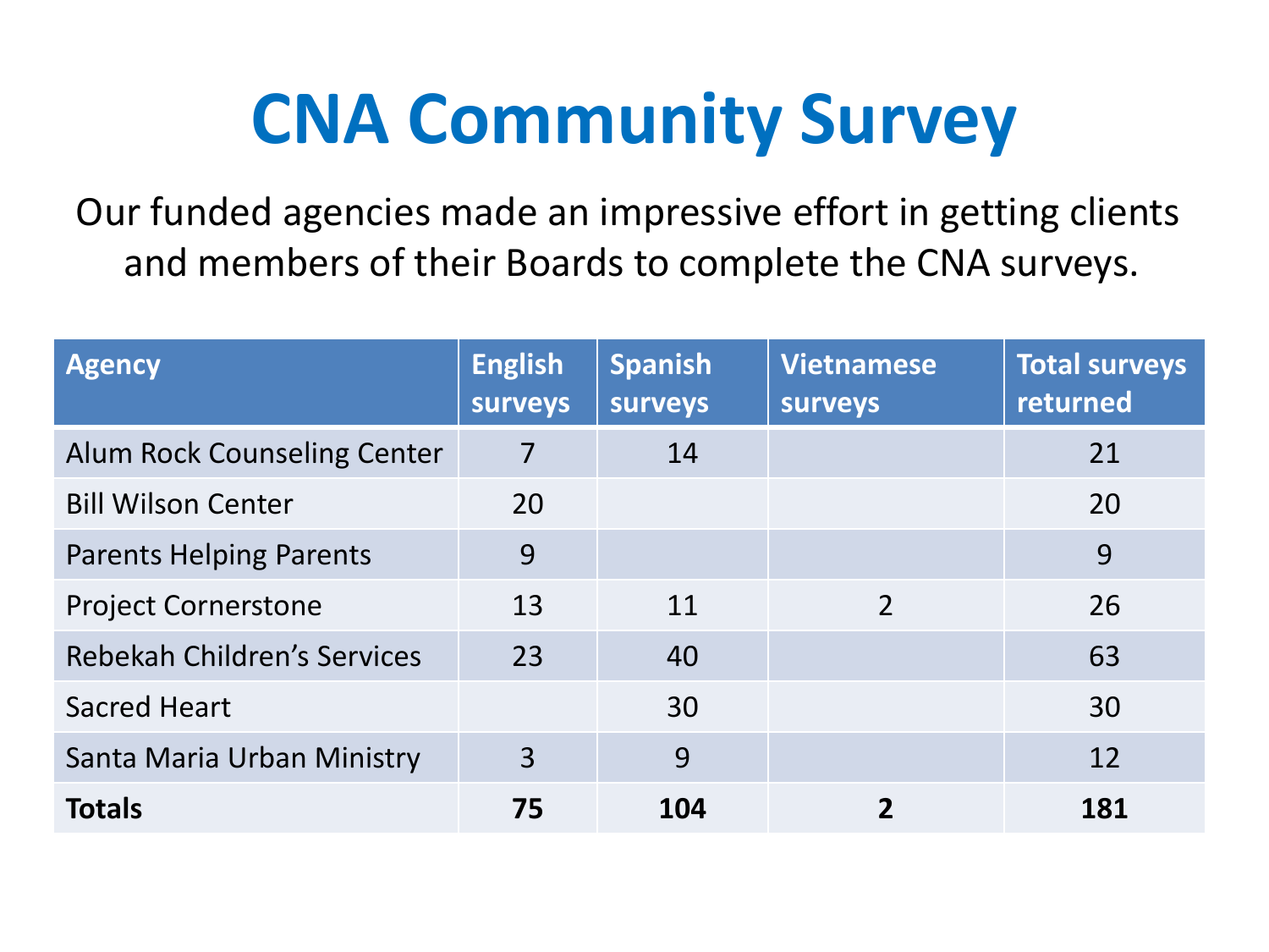# CNA Community Survey

Our funded agencies made an impressive effort in getting clients and members of their Boards to complete the CNA surveys.

| Agency | English surveys | Spanish surveys | Vietnamese surveys | Total surveys returned |
|---|---|---|---|---|
| Alum Rock Counseling Center | 7 | 14 | | 21 |
| Bill Wilson Center | 20 | | | 20 |
| Parents Helping Parents | 9 | | | 9 |
| Project Cornerstone | 13 | 11 | 2 | 26 |
| Rebekah Children's Services | 23 | 40 | | 63 |
| Sacred Heart | | 30 | | 30 |
| Santa Maria Urban Ministry | 3 | 9 | | 12 |
| **Totals** | **75** | **104** | **2** | **181** |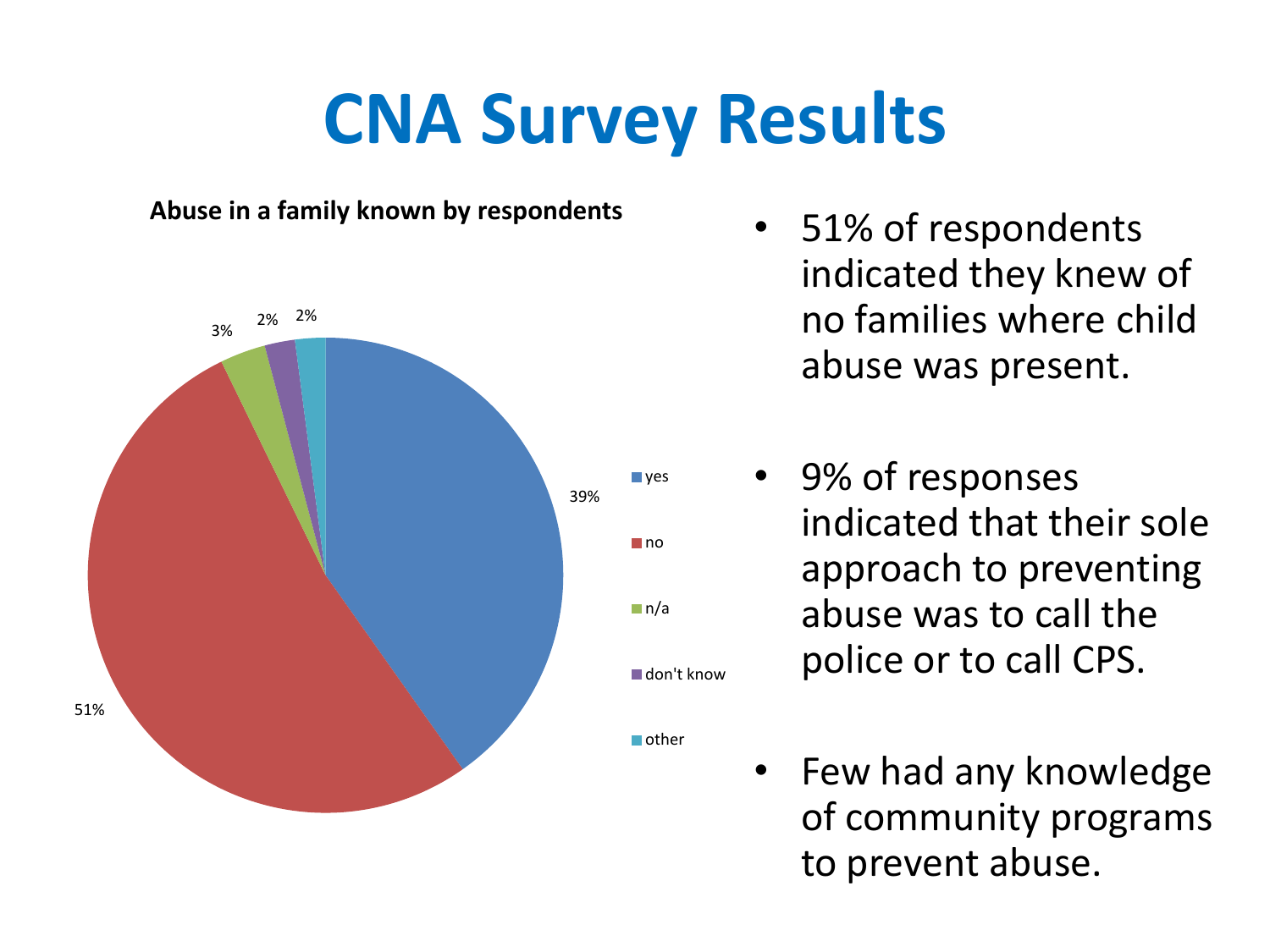# CNA Survey Results

**Abuse in a family known by respondents**

| Response | Percentage |
| --- | --- |
| yes | 39% |
| no | 51% |
| n/a | 3% |
| don't know | 2% |
| other | 2% |

- 51% of respondents indicated they knew of no families where child abuse was present.
- 9% of responses indicated that their sole approach to preventing abuse was to call the police or to call CPS.
- Few had any knowledge of community programs to prevent abuse.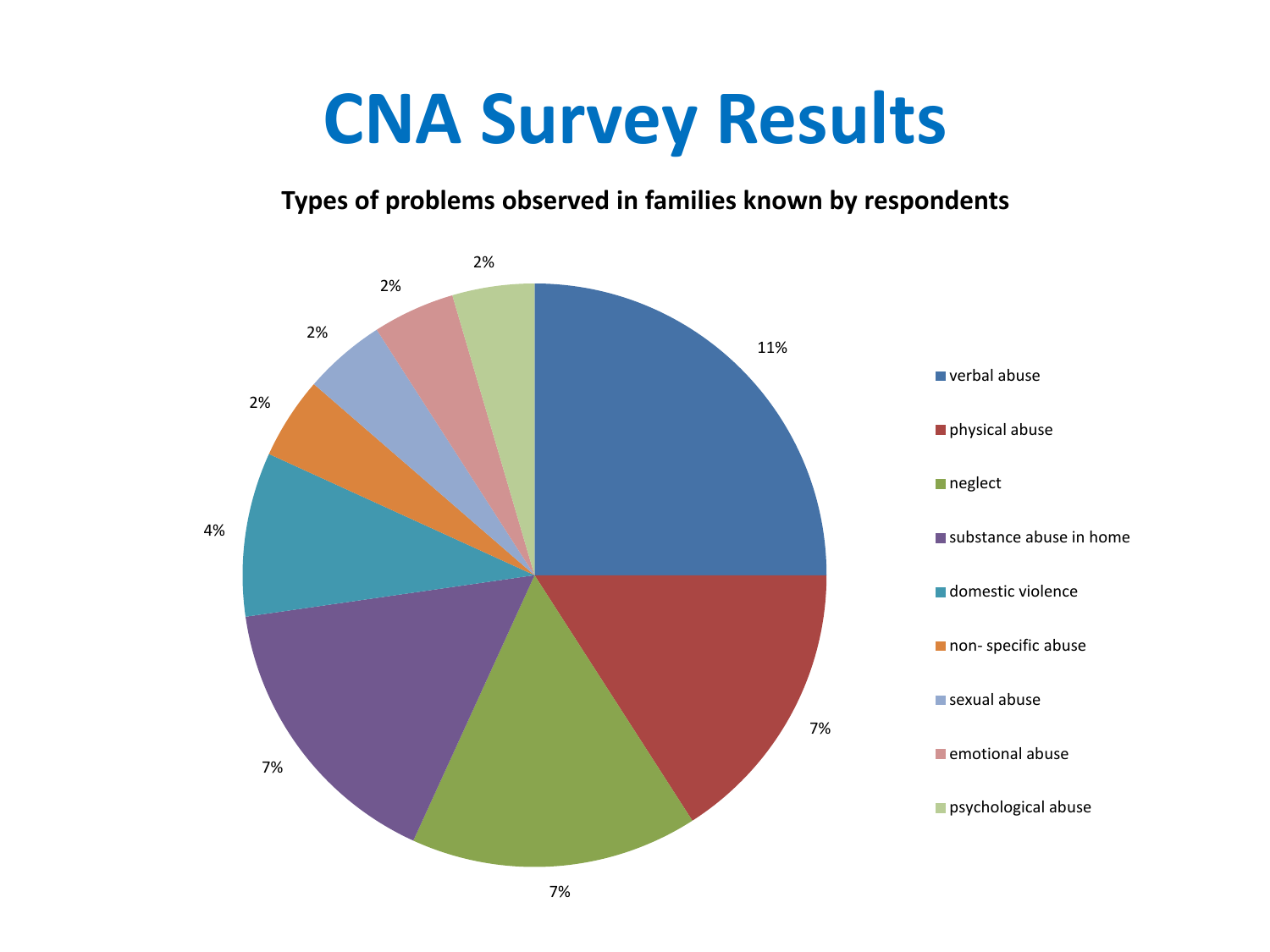# CNA Survey Results

**Types of problems observed in families known by respondents**

| Type of problem | Percentage |
|---|---|
| verbal abuse | 11% |
| physical abuse | 7% |
| neglect | 7% |
| substance abuse in home | 7% |
| domestic violence | 4% |
| non- specific abuse | 2% |
| sexual abuse | 2% |
| emotional abuse | 2% |
| psychological abuse | 2% |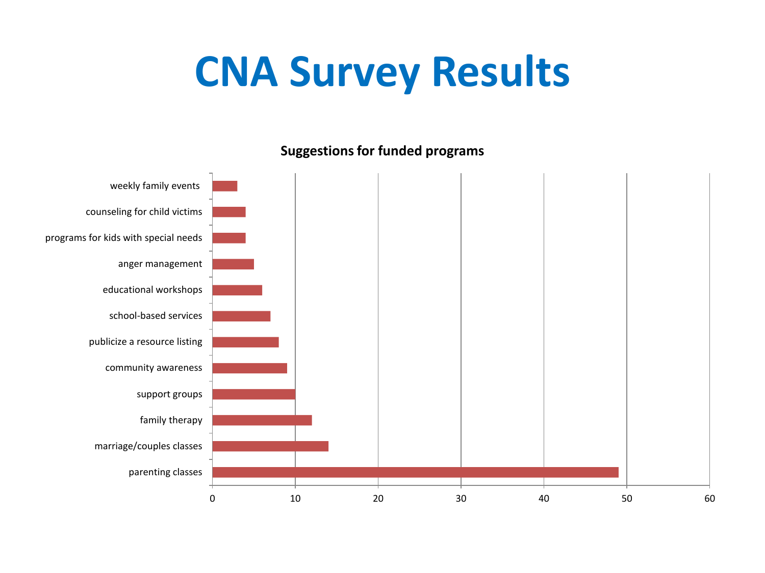# CNA Survey Results

**Suggestions for funded programs**

| Program | Count |
|---|---|
| weekly family events | 3 |
| counseling for child victims | 4 |
| programs for kids with special needs | 4 |
| anger management | 5 |
| educational workshops | 6 |
| school-based services | 7 |
| publicize a resource listing | 8 |
| community awareness | 9 |
| support groups | 10 |
| family therapy | 12 |
| marriage/couples classes | 14 |
| parenting classes | 49 |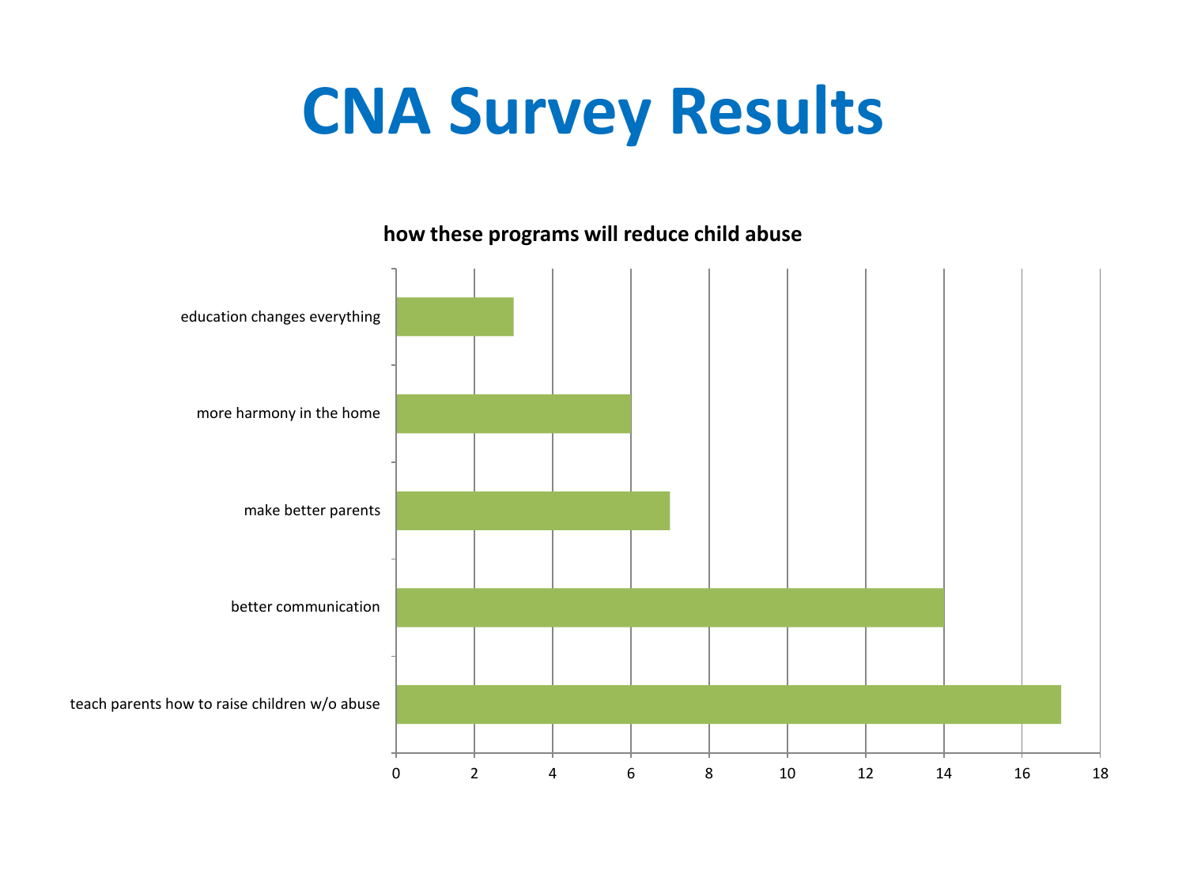# CNA Survey Results

**how these programs will reduce child abuse**

| Response | Value |
| --- | --- |
| education changes everything | 3 |
| more harmony in the home | 6 |
| make better parents | 7 |
| better communication | 14 |
| teach parents how to raise children w/o abuse | 17 |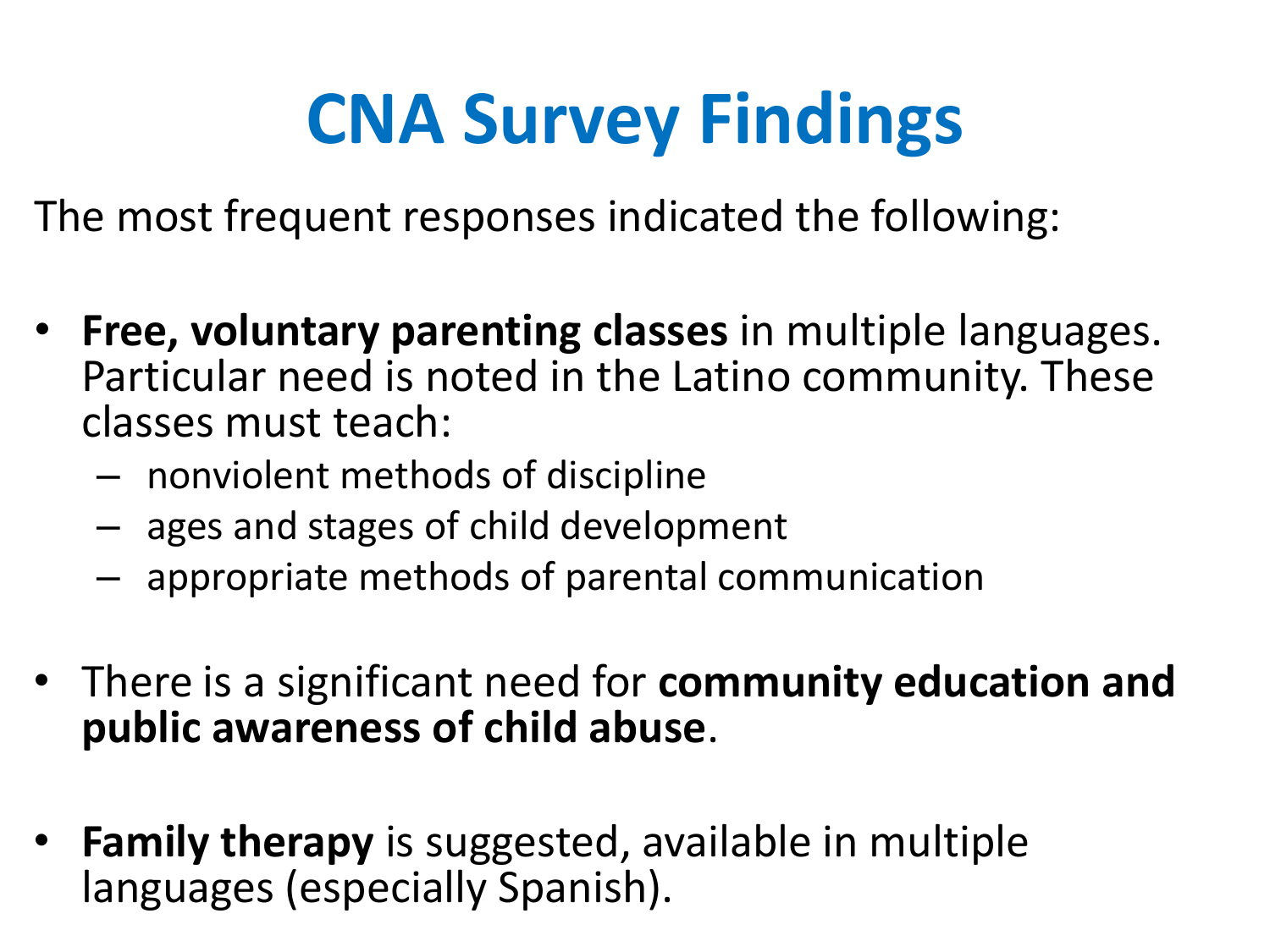# CNA Survey Findings

The most frequent responses indicated the following:

- **Free, voluntary parenting classes** in multiple languages. Particular need is noted in the Latino community. These classes must teach:
  - nonviolent methods of discipline
  - ages and stages of child development
  - appropriate methods of parental communication

- There is a significant need for **community education and public awareness of child abuse**.

- **Family therapy** is suggested, available in multiple languages (especially Spanish).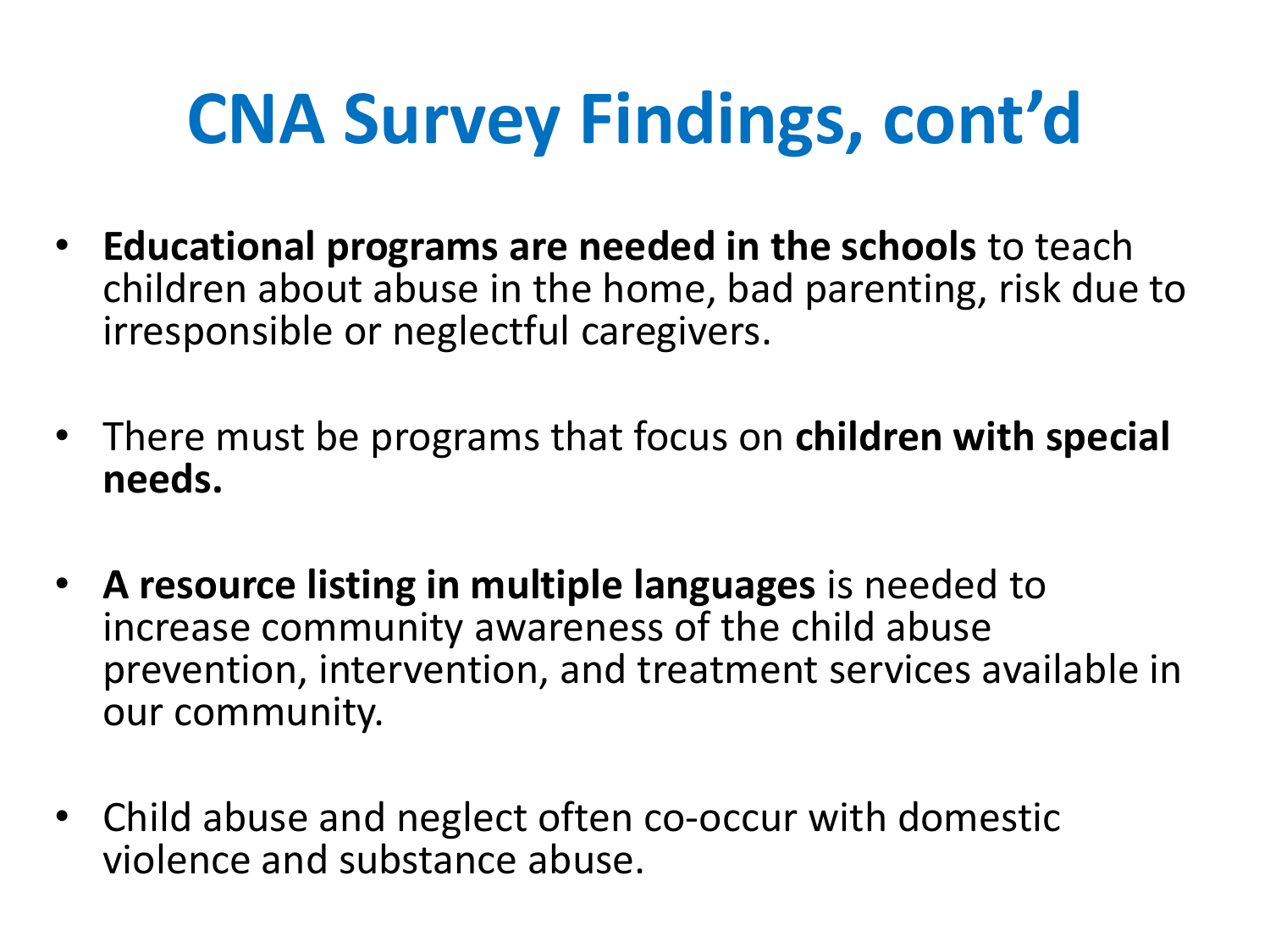# CNA Survey Findings, cont'd

- **Educational programs are needed in the schools** to teach children about abuse in the home, bad parenting, risk due to irresponsible or neglectful caregivers.

- There must be programs that focus on **children with special needs.**

- **A resource listing in multiple languages** is needed to increase community awareness of the child abuse prevention, intervention, and treatment services available in our community.

- Child abuse and neglect often co-occur with domestic violence and substance abuse.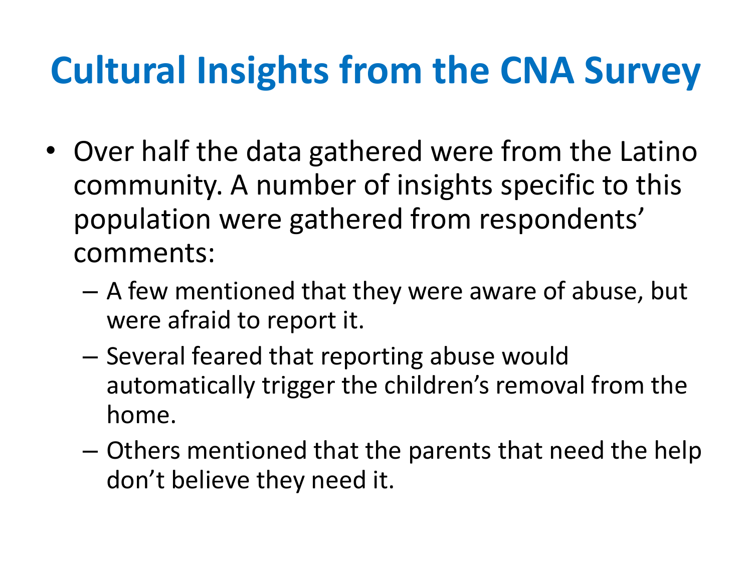# Cultural Insights from the CNA Survey

- Over half the data gathered were from the Latino community. A number of insights specific to this population were gathered from respondents' comments:
  - A few mentioned that they were aware of abuse, but were afraid to report it.
  - Several feared that reporting abuse would automatically trigger the children's removal from the home.
  - Others mentioned that the parents that need the help don't believe they need it.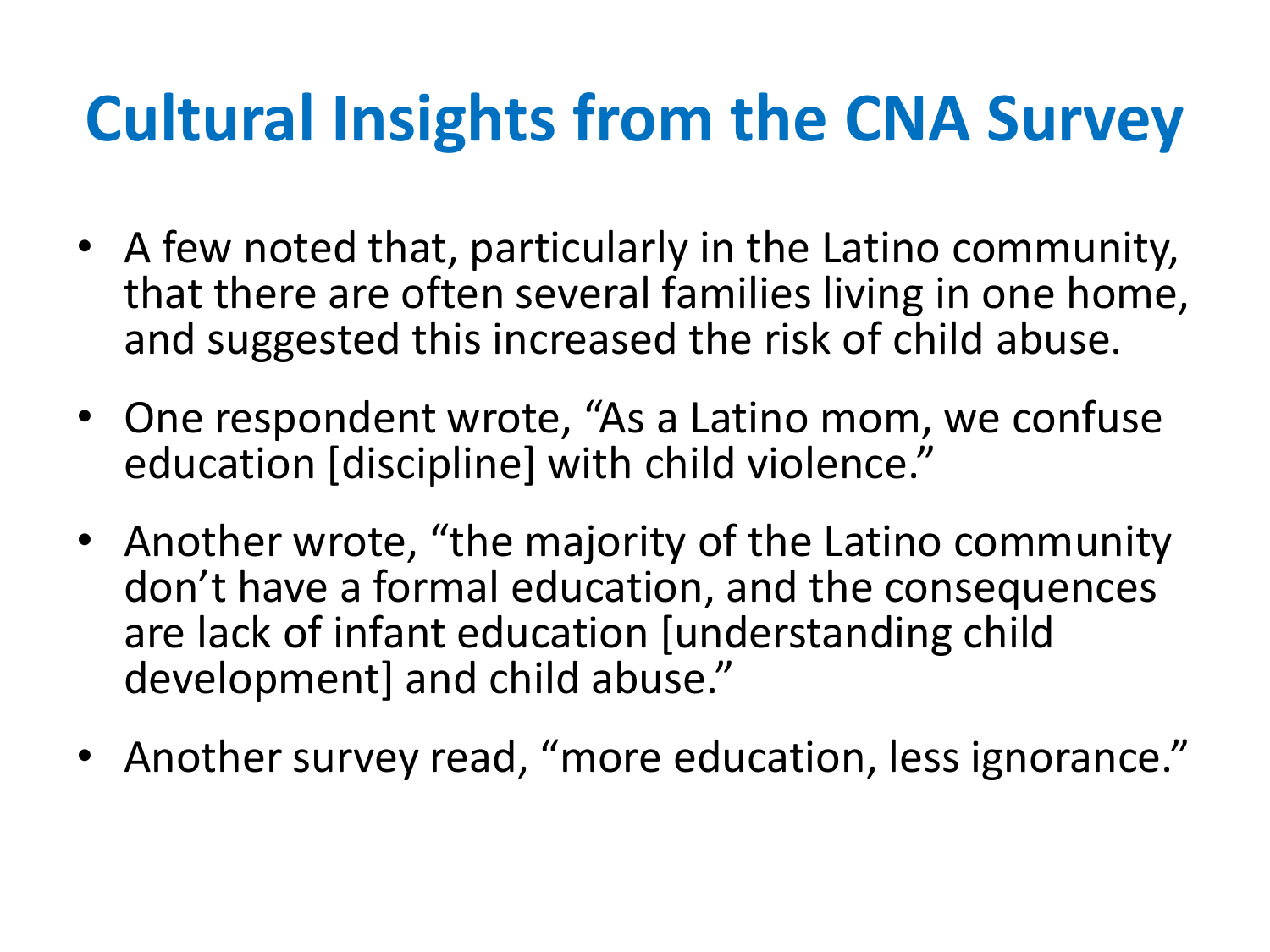# Cultural Insights from the CNA Survey

- A few noted that, particularly in the Latino community, that there are often several families living in one home, and suggested this increased the risk of child abuse.
- One respondent wrote, “As a Latino mom, we confuse education [discipline] with child violence.”
- Another wrote, “the majority of the Latino community don’t have a formal education, and the consequences are lack of infant education [understanding child development] and child abuse.”
- Another survey read, “more education, less ignorance.”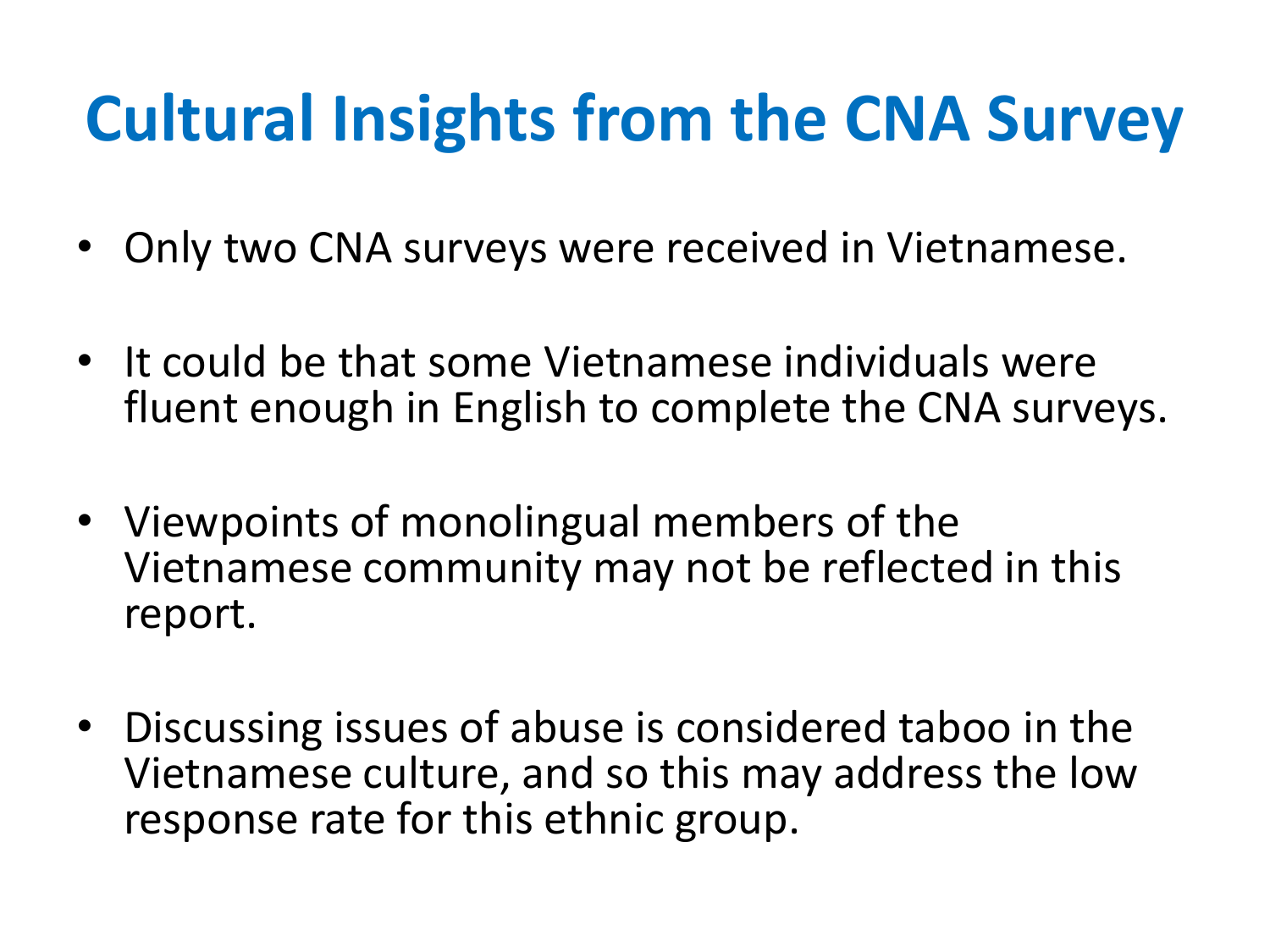# Cultural Insights from the CNA Survey

- Only two CNA surveys were received in Vietnamese.
- It could be that some Vietnamese individuals were fluent enough in English to complete the CNA surveys.
- Viewpoints of monolingual members of the Vietnamese community may not be reflected in this report.
- Discussing issues of abuse is considered taboo in the Vietnamese culture, and so this may address the low response rate for this ethnic group.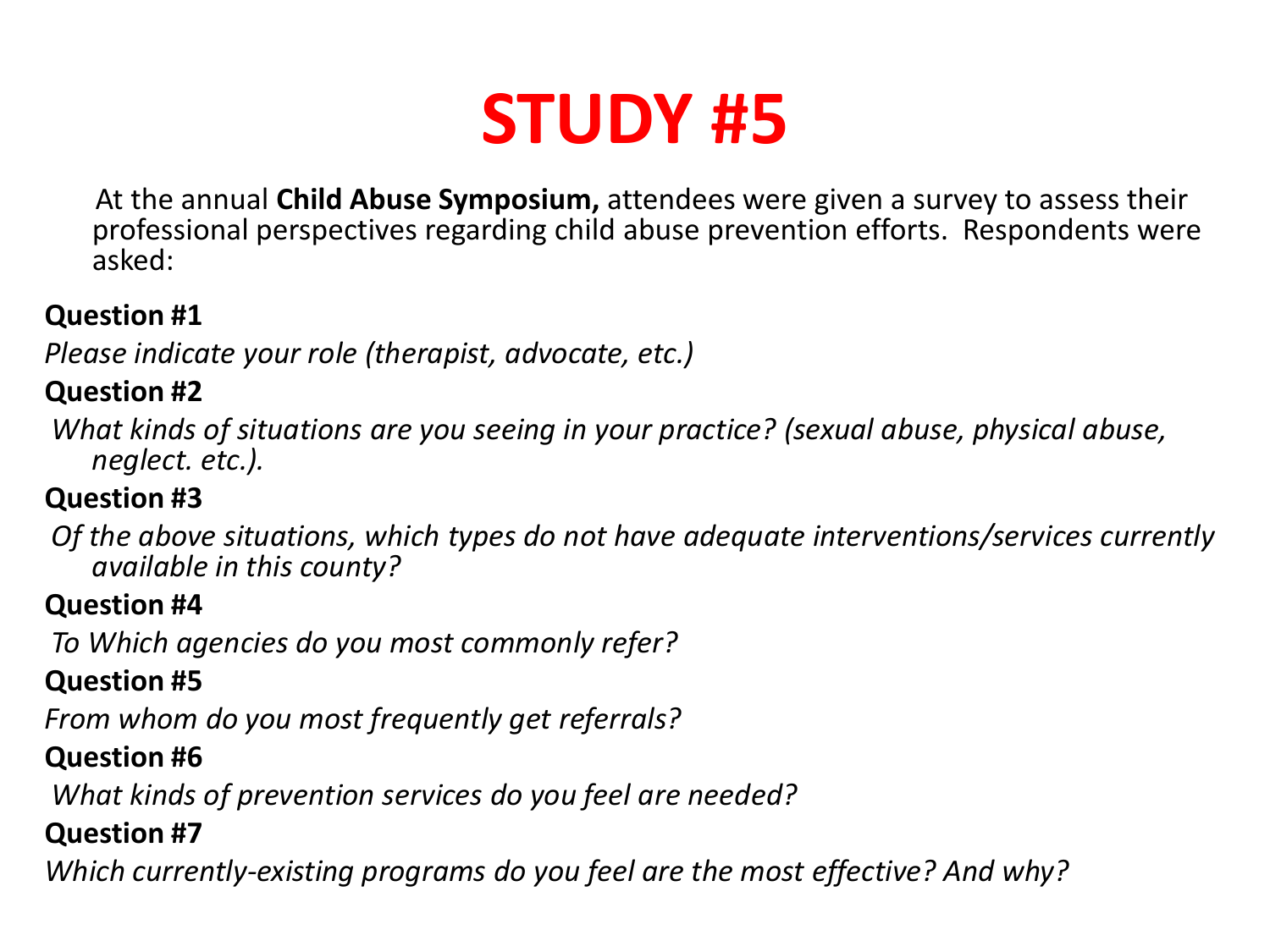# STUDY #5

At the annual **Child Abuse Symposium,** attendees were given a survey to assess their professional perspectives regarding child abuse prevention efforts. Respondents were asked:

**Question #1**

*Please indicate your role (therapist, advocate, etc.)*

**Question #2**

*What kinds of situations are you seeing in your practice? (sexual abuse, physical abuse, neglect. etc.).*

**Question #3**

*Of the above situations, which types do not have adequate interventions/services currently available in this county?*

**Question #4**

*To Which agencies do you most commonly refer?*

**Question #5**

*From whom do you most frequently get referrals?*

**Question #6**

*What kinds of prevention services do you feel are needed?*

**Question #7**

*Which currently-existing programs do you feel are the most effective? And why?*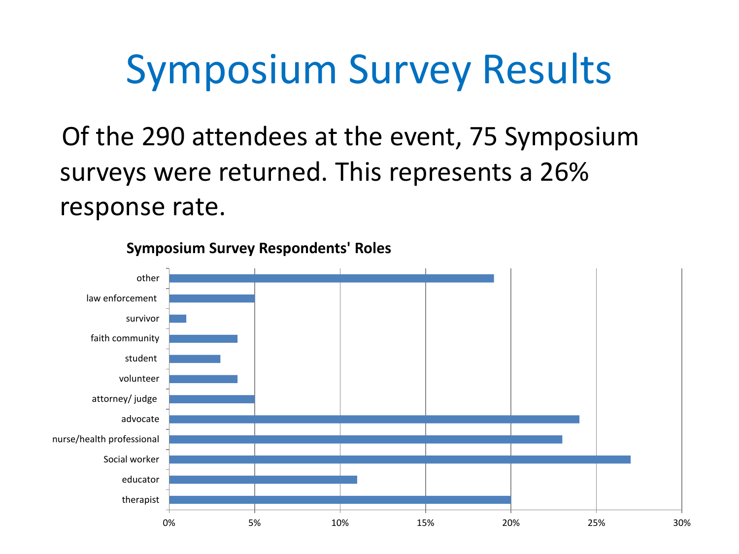# Symposium Survey Results

Of the 290 attendees at the event, 75 Symposium surveys were returned. This represents a 26% response rate.

**Symposium Survey Respondents' Roles**

| Role | Percentage |
|---|---|
| other | 19% |
| law enforcement | 5% |
| survivor | 1% |
| faith community | 4% |
| student | 3% |
| volunteer | 4% |
| attorney/ judge | 5% |
| advocate | 24% |
| nurse/health professional | 23% |
| Social worker | 27% |
| educator | 11% |
| therapist | 20% |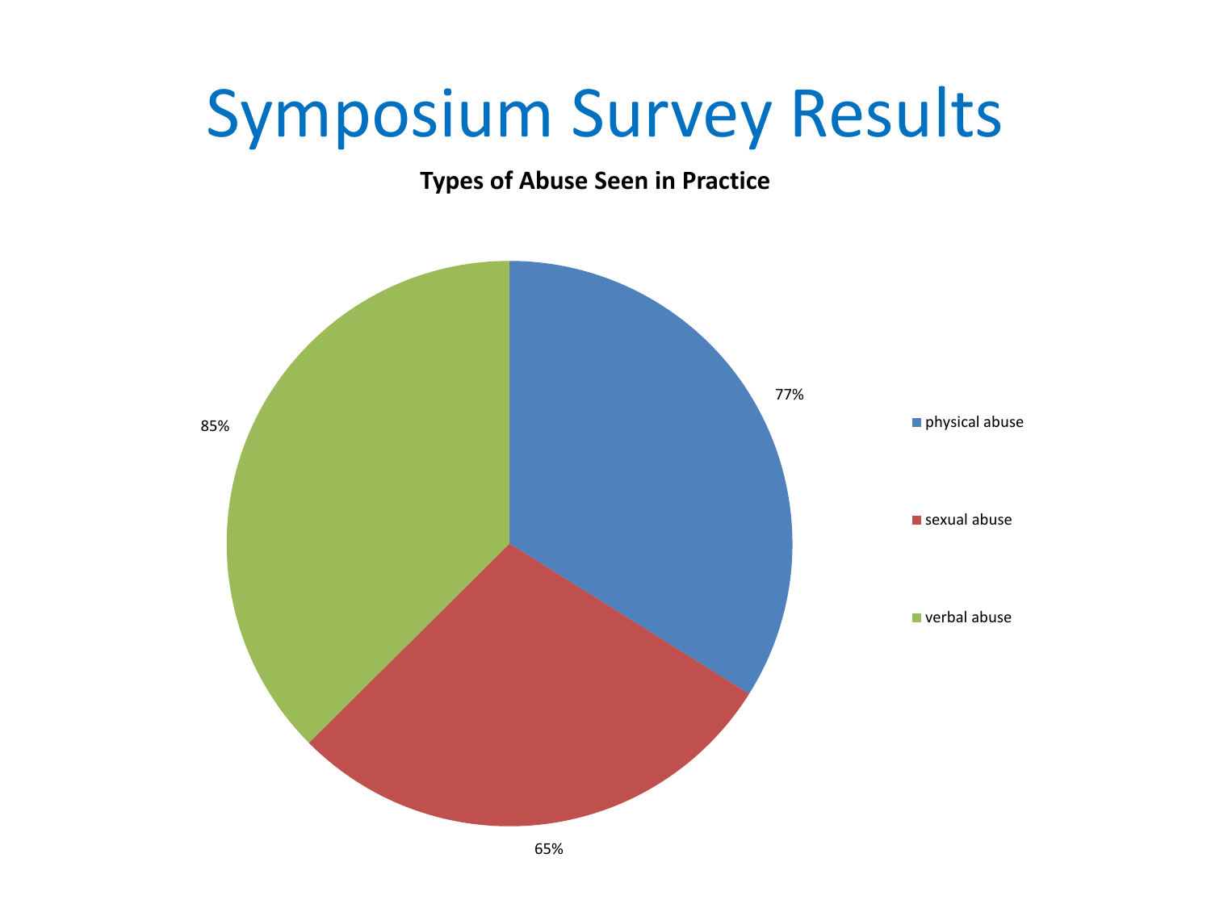# Symposium Survey Results

**Types of Abuse Seen in Practice**

| Type of Abuse | Percentage |
| --- | --- |
| physical abuse | 77% |
| sexual abuse | 65% |
| verbal abuse | 85% |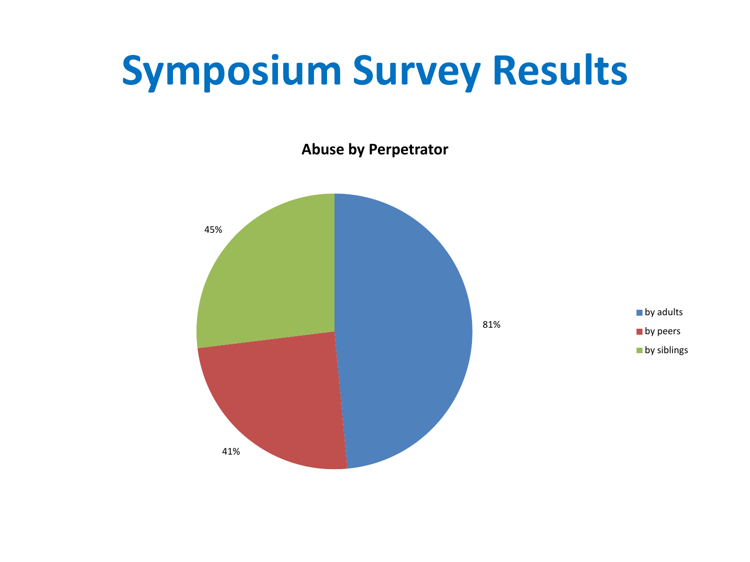# Symposium Survey Results

**Abuse by Perpetrator**

| Perpetrator | Percentage |
|---|---|
| by adults | 81% |
| by peers | 41% |
| by siblings | 45% |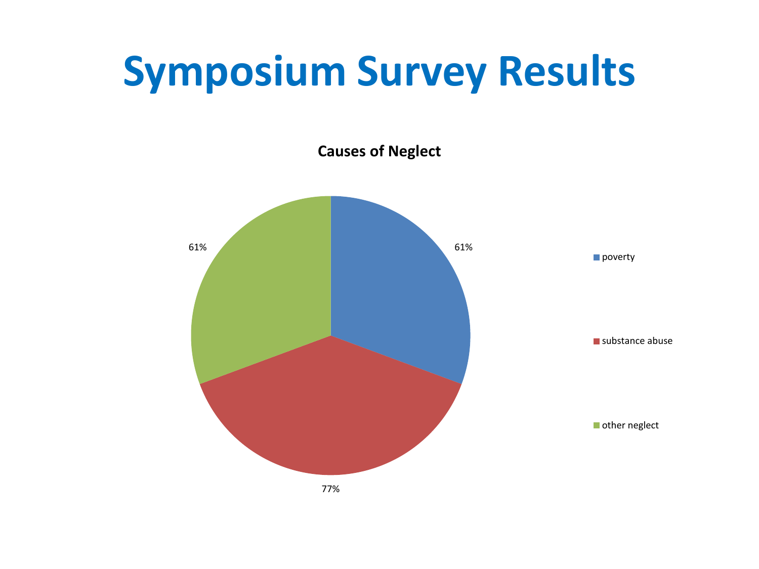# Symposium Survey Results

**Causes of Neglect**

| Cause | Percentage |
| --- | --- |
| poverty | 61% |
| substance abuse | 77% |
| other neglect | 61% |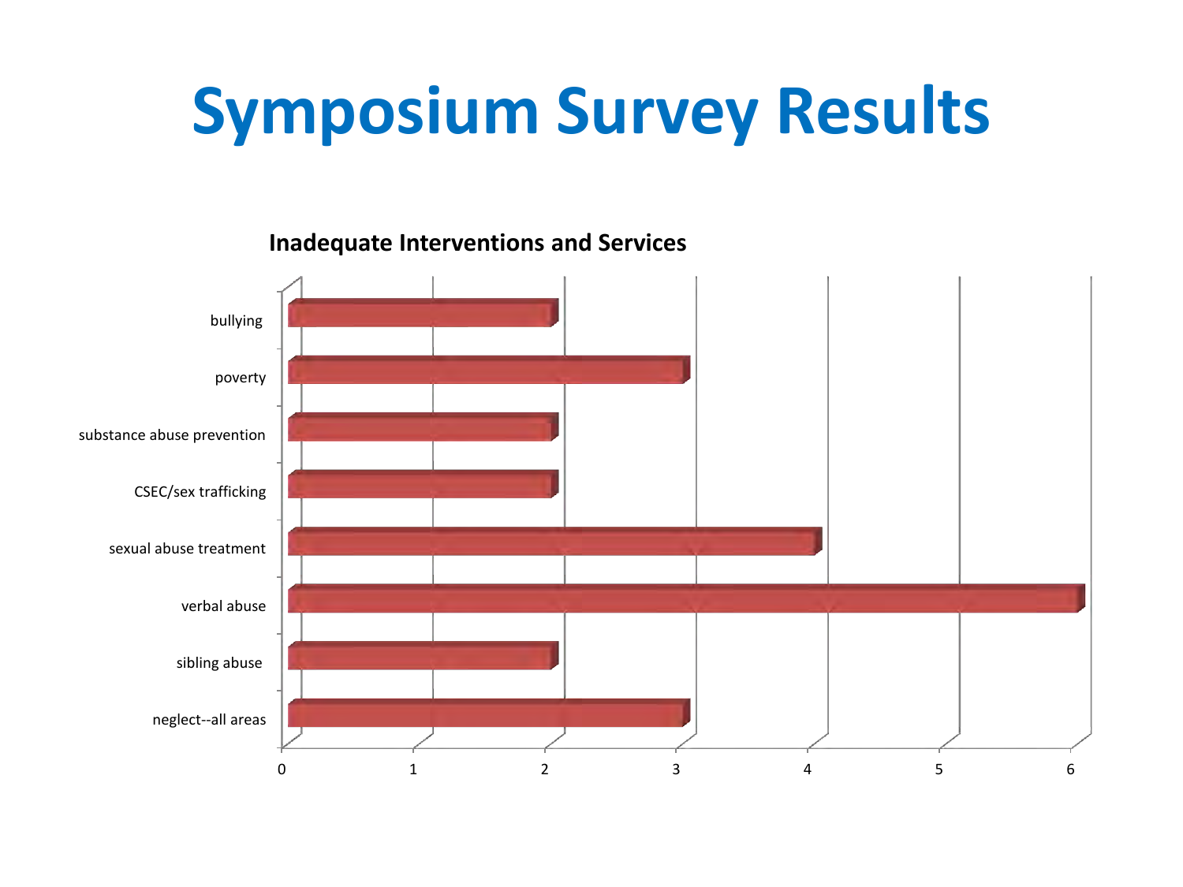# Symposium Survey Results

**Inadequate Interventions and Services**

| Category | Value |
|---|---|
| bullying | 2 |
| poverty | 3 |
| substance abuse prevention | 2 |
| CSEC/sex trafficking | 2 |
| sexual abuse treatment | 4 |
| verbal abuse | 6 |
| sibling abuse | 2 |
| neglect--all areas | 3 |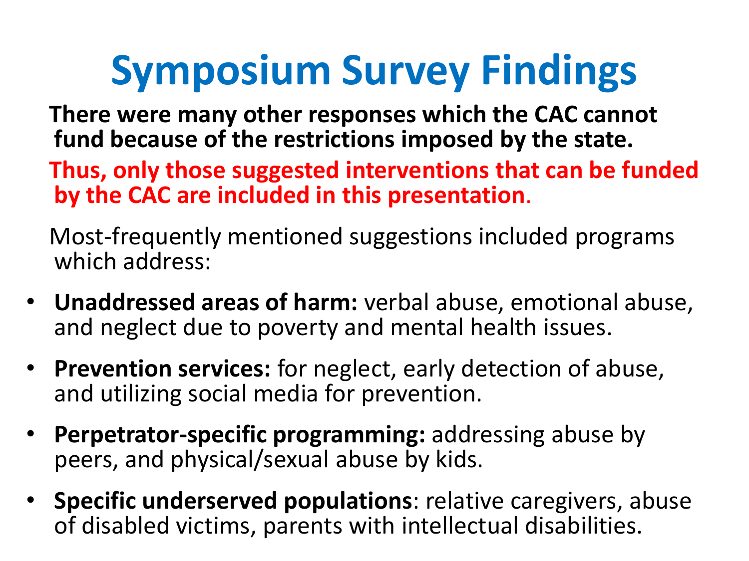# Symposium Survey Findings

**There were many other responses which the CAC cannot fund because of the restrictions imposed by the state.**

**Thus, only those suggested interventions that can be funded by the CAC are included in this presentation**.

Most-frequently mentioned suggestions included programs which address:

- **Unaddressed areas of harm:** verbal abuse, emotional abuse, and neglect due to poverty and mental health issues.
- **Prevention services:** for neglect, early detection of abuse, and utilizing social media for prevention.
- **Perpetrator-specific programming:** addressing abuse by peers, and physical/sexual abuse by kids.
- **Specific underserved populations**: relative caregivers, abuse of disabled victims, parents with intellectual disabilities.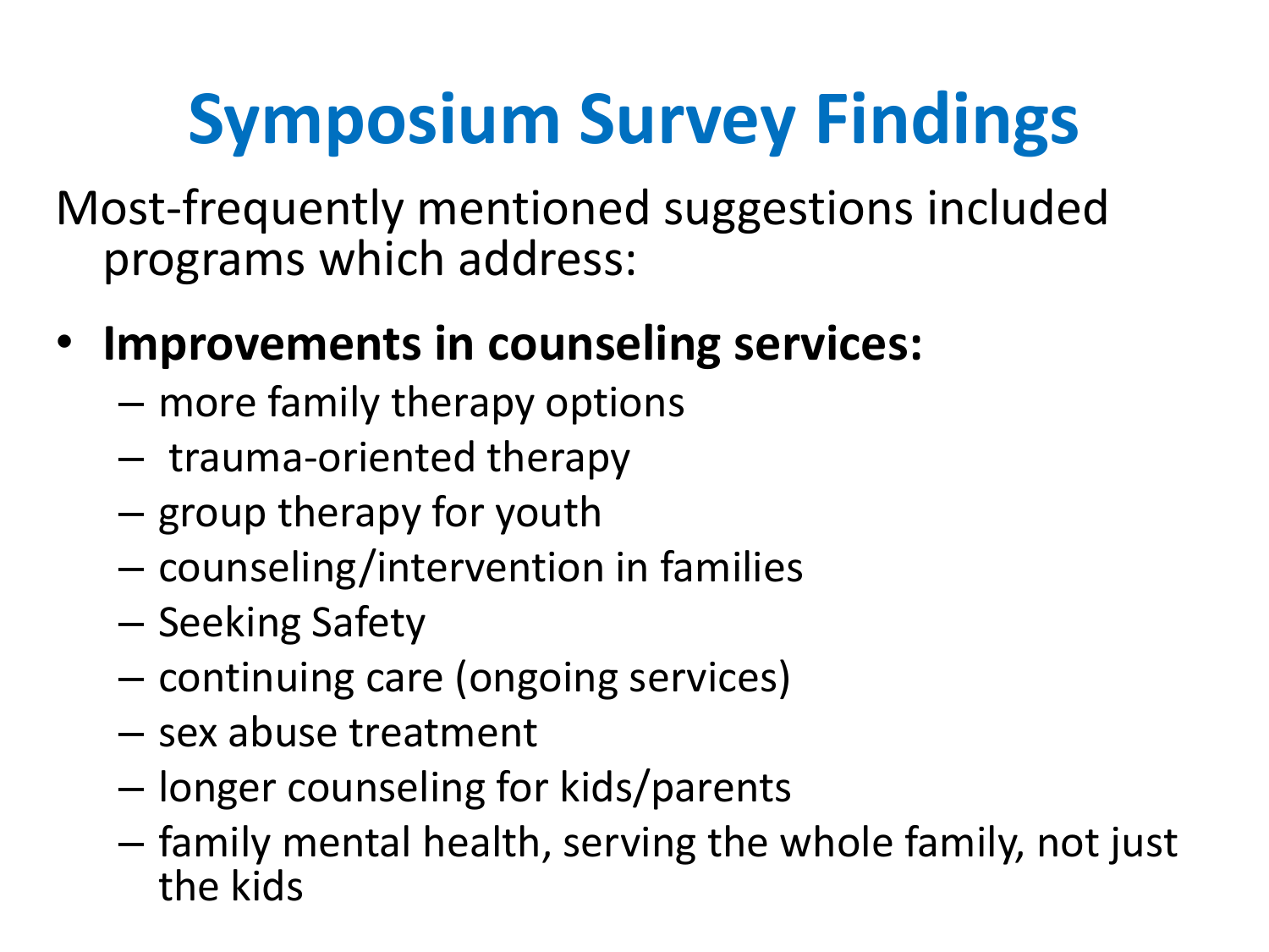# Symposium Survey Findings

Most-frequently mentioned suggestions included programs which address:

- **Improvements in counseling services:**
  - more family therapy options
  - trauma-oriented therapy
  - group therapy for youth
  - counseling/intervention in families
  - Seeking Safety
  - continuing care (ongoing services)
  - sex abuse treatment
  - longer counseling for kids/parents
  - family mental health, serving the whole family, not just the kids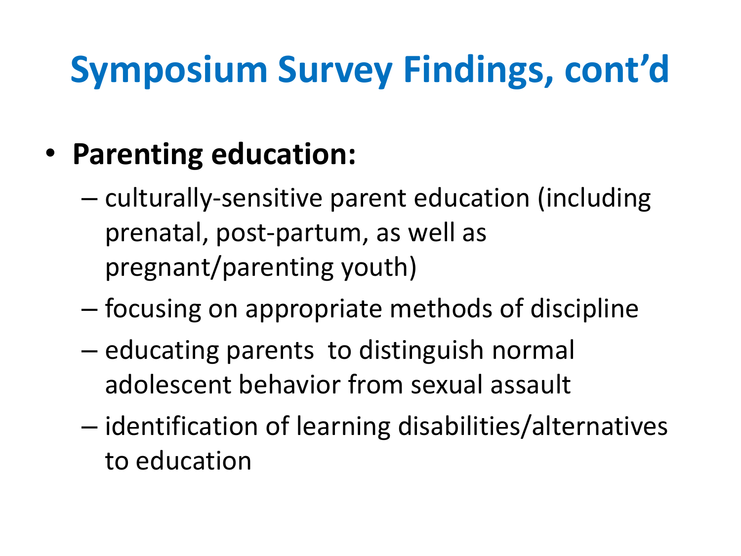# Symposium Survey Findings, cont'd

- **Parenting education:**
  - culturally-sensitive parent education (including prenatal, post-partum, as well as pregnant/parenting youth)
  - focusing on appropriate methods of discipline
  - educating parents to distinguish normal adolescent behavior from sexual assault
  - identification of learning disabilities/alternatives to education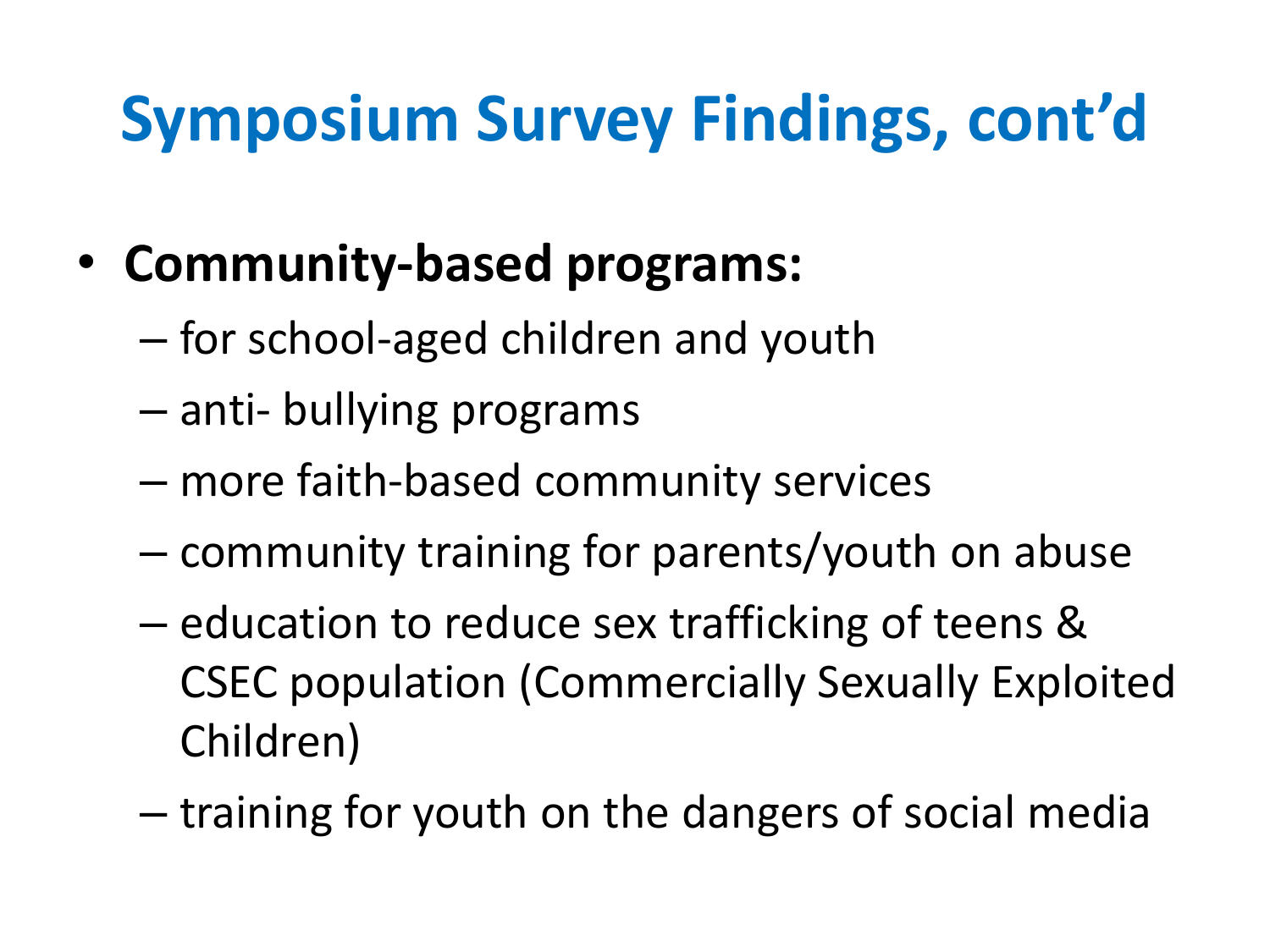# Symposium Survey Findings, cont'd

- **Community-based programs:**
  - for school-aged children and youth
  - anti- bullying programs
  - more faith-based community services
  - community training for parents/youth on abuse
  - education to reduce sex trafficking of teens & CSEC population (Commercially Sexually Exploited Children)
  - training for youth on the dangers of social media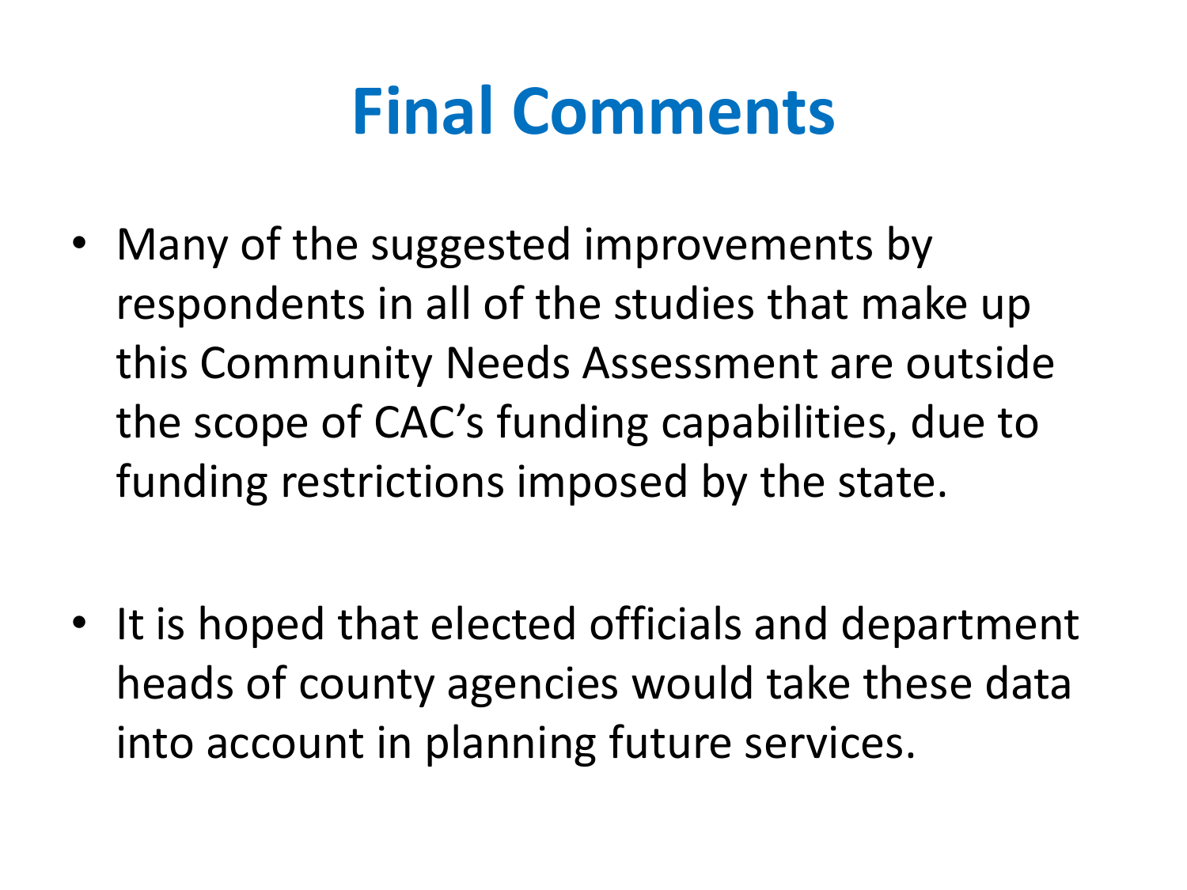# Final Comments

- Many of the suggested improvements by respondents in all of the studies that make up this Community Needs Assessment are outside the scope of CAC's funding capabilities, due to funding restrictions imposed by the state.

- It is hoped that elected officials and department heads of county agencies would take these data into account in planning future services.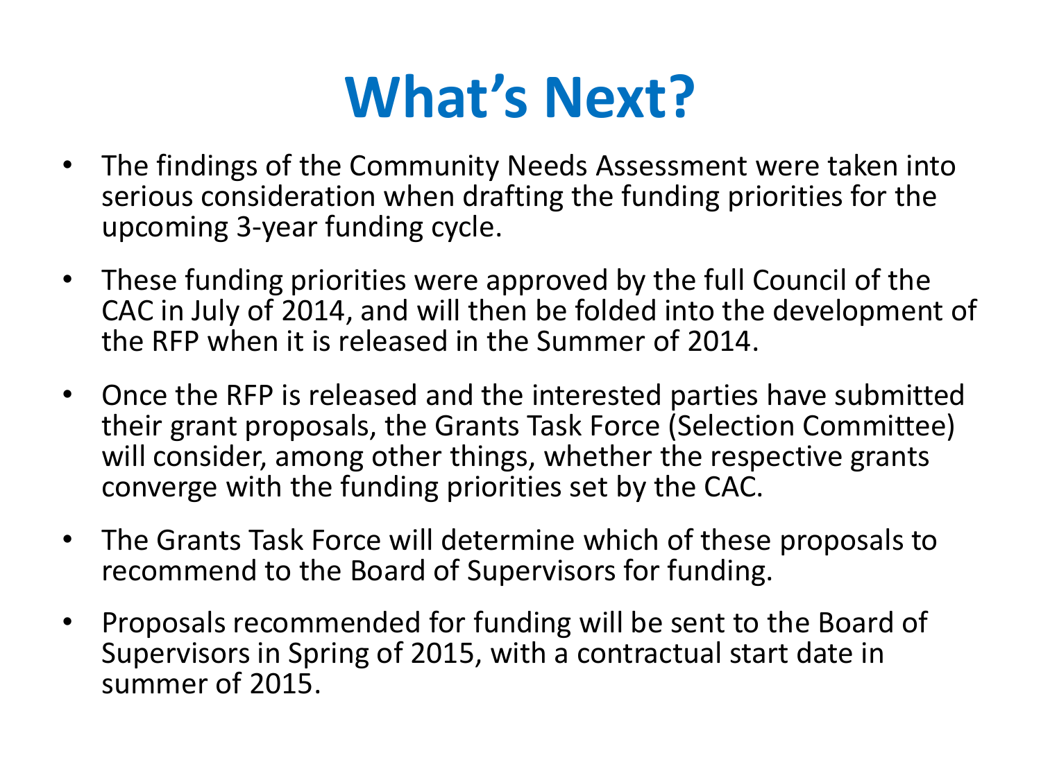# What's Next?

- The findings of the Community Needs Assessment were taken into serious consideration when drafting the funding priorities for the upcoming 3-year funding cycle.
- These funding priorities were approved by the full Council of the CAC in July of 2014, and will then be folded into the development of the RFP when it is released in the Summer of 2014.
- Once the RFP is released and the interested parties have submitted their grant proposals, the Grants Task Force (Selection Committee) will consider, among other things, whether the respective grants converge with the funding priorities set by the CAC.
- The Grants Task Force will determine which of these proposals to recommend to the Board of Supervisors for funding.
- Proposals recommended for funding will be sent to the Board of Supervisors in Spring of 2015, with a contractual start date in summer of 2015.